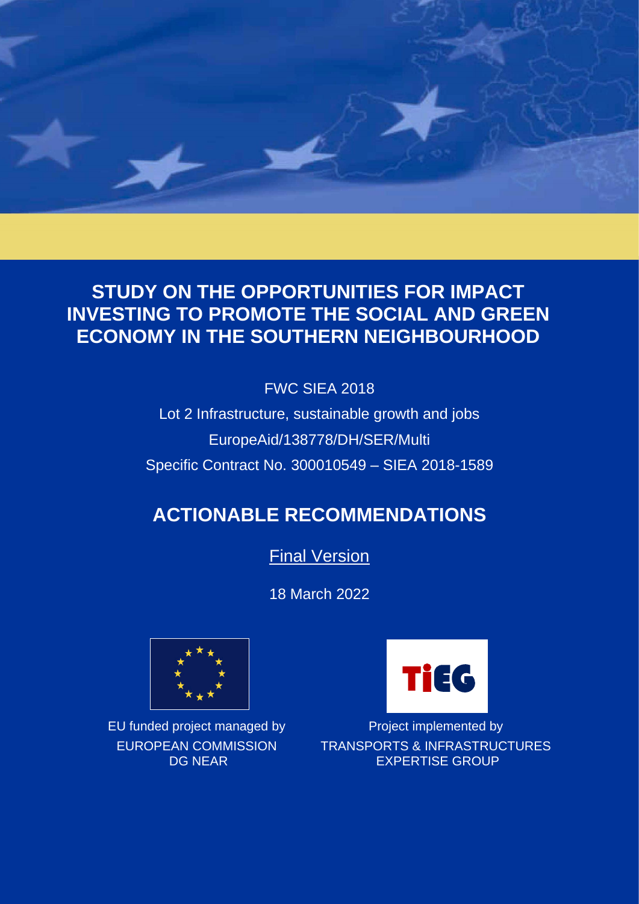# STUDY ON THE OPPORTUNITIES FOR IMPACT INVESTING TO PROMOTE THE SOCIAL AND GREEN ECONOMY IN THE SOUTHERN NEIGHBOURHOOD

FWC SIEA 2018

Lot 2 Infrastructure, sustainable growth and jobs

EuropeAid/138778/DH/SER/Multi

Specific Contract No. 300010549 – SIEA 2018-1589

## ACTIONABLE RECOMMENDATIONS

Final Version

18 March 2022

EU funded project managed by
EUROPEAN COMMISSION
DG NEAR

Project implemented by
TRANSPORTS & INFRASTRUCTURES EXPERTISE GROUP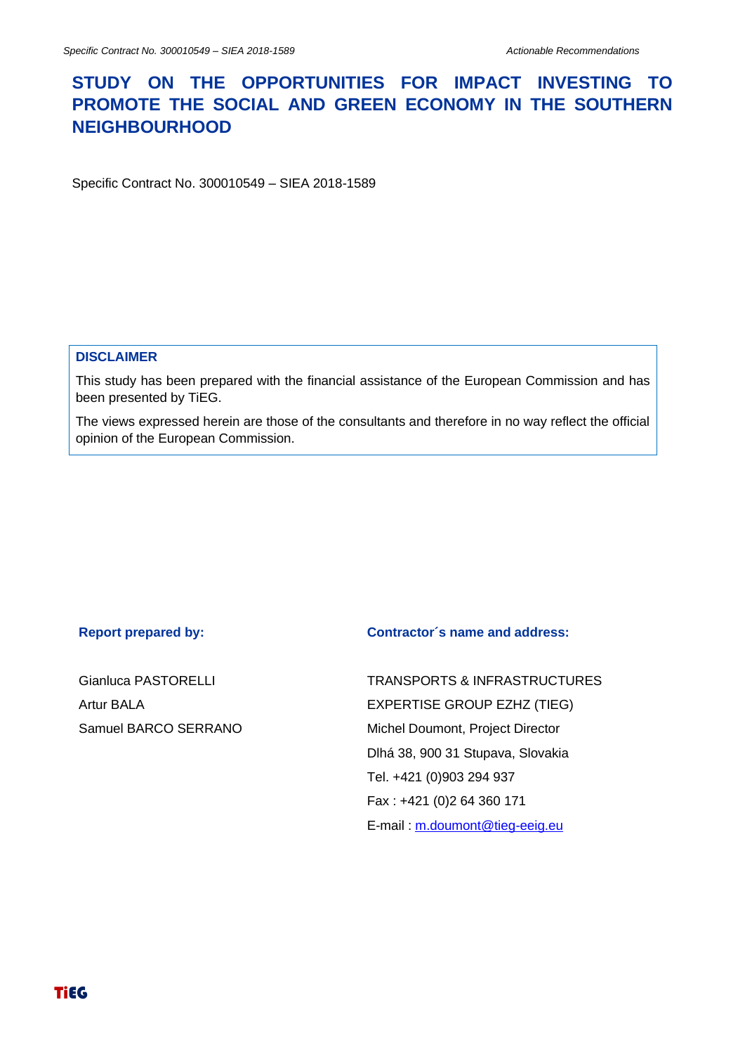# STUDY ON THE OPPORTUNITIES FOR IMPACT INVESTING TO PROMOTE THE SOCIAL AND GREEN ECONOMY IN THE SOUTHERN NEIGHBOURHOOD

Specific Contract No. 300010549 – SIEA 2018-1589

**DISCLAIMER**

This study has been prepared with the financial assistance of the European Commission and has been presented by TiEG.

The views expressed herein are those of the consultants and therefore in no way reflect the official opinion of the European Commission.

**Report prepared by:**

Gianluca PASTORELLI

Artur BALA

Samuel BARCO SERRANO

**Contractor´s name and address:**

TRANSPORTS & INFRASTRUCTURES EXPERTISE GROUP EZHZ (TIEG)

Michel Doumont, Project Director

Dlhá 38, 900 31 Stupava, Slovakia

Tel. +421 (0)903 294 937

Fax : +421 (0)2 64 360 171

E-mail : m.doumont@tieg-eeig.eu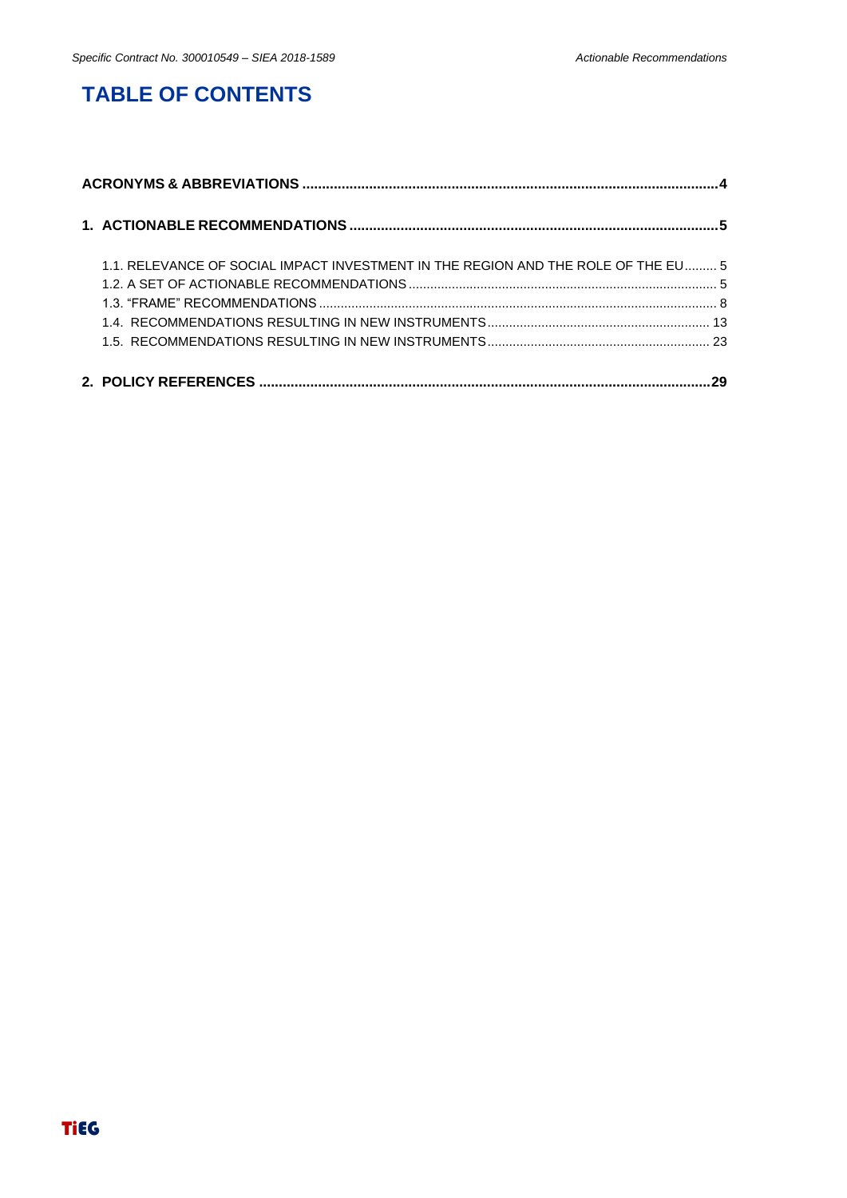# TABLE OF CONTENTS

**ACRONYMS & ABBREVIATIONS ........................................................................................................4**

**1. ACTIONABLE RECOMMENDATIONS ..........................................................................................5**

1.1. RELEVANCE OF SOCIAL IMPACT INVESTMENT IN THE REGION AND THE ROLE OF THE EU......... 5

1.2. A SET OF ACTIONABLE RECOMMENDATIONS ..................................................................................... 5

1.3. "FRAME" RECOMMENDATIONS .............................................................................................................. 8

1.4. RECOMMENDATIONS RESULTING IN NEW INSTRUMENTS............................................................. 13

1.5. RECOMMENDATIONS RESULTING IN NEW INSTRUMENTS............................................................. 23

**2. POLICY REFERENCES ................................................................................................................29**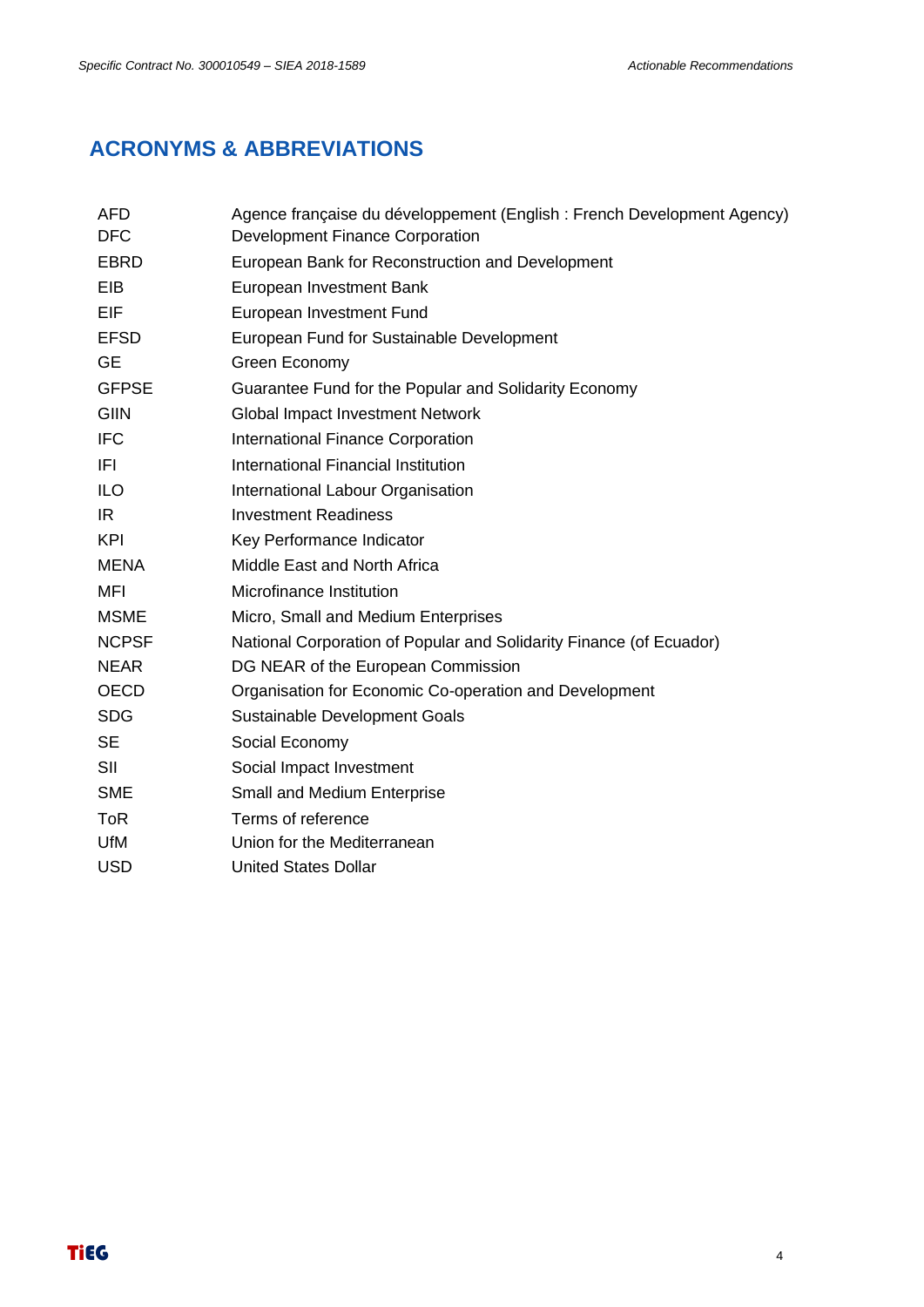## ACRONYMS & ABBREVIATIONS

| | |
|---|---|
| AFD | Agence française du développement (English : French Development Agency) |
| DFC | Development Finance Corporation |
| EBRD | European Bank for Reconstruction and Development |
| EIB | European Investment Bank |
| EIF | European Investment Fund |
| EFSD | European Fund for Sustainable Development |
| GE | Green Economy |
| GFPSE | Guarantee Fund for the Popular and Solidarity Economy |
| GIIN | Global Impact Investment Network |
| IFC | International Finance Corporation |
| IFI | International Financial Institution |
| ILO | International Labour Organisation |
| IR | Investment Readiness |
| KPI | Key Performance Indicator |
| MENA | Middle East and North Africa |
| MFI | Microfinance Institution |
| MSME | Micro, Small and Medium Enterprises |
| NCPSF | National Corporation of Popular and Solidarity Finance (of Ecuador) |
| NEAR | DG NEAR of the European Commission |
| OECD | Organisation for Economic Co-operation and Development |
| SDG | Sustainable Development Goals |
| SE | Social Economy |
| SII | Social Impact Investment |
| SME | Small and Medium Enterprise |
| ToR | Terms of reference |
| UfM | Union for the Mediterranean |
| USD | United States Dollar |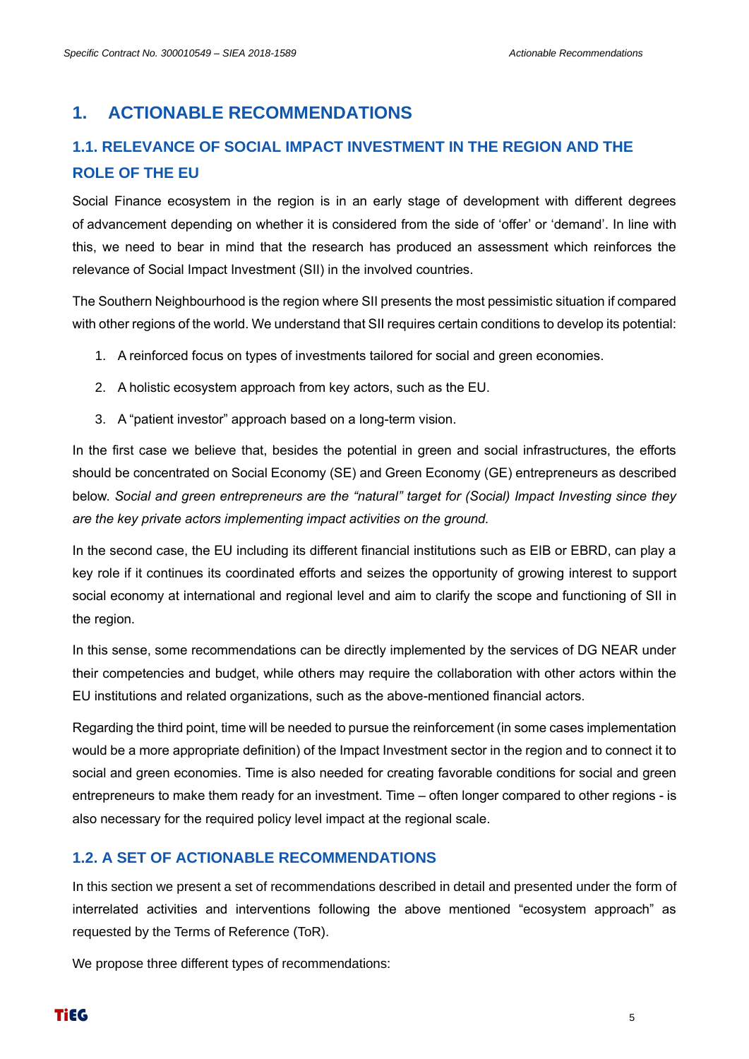# 1. ACTIONABLE RECOMMENDATIONS

## 1.1. RELEVANCE OF SOCIAL IMPACT INVESTMENT IN THE REGION AND THE ROLE OF THE EU

Social Finance ecosystem in the region is in an early stage of development with different degrees of advancement depending on whether it is considered from the side of 'offer' or 'demand'. In line with this, we need to bear in mind that the research has produced an assessment which reinforces the relevance of Social Impact Investment (SII) in the involved countries.

The Southern Neighbourhood is the region where SII presents the most pessimistic situation if compared with other regions of the world. We understand that SII requires certain conditions to develop its potential:

1. A reinforced focus on types of investments tailored for social and green economies.
2. A holistic ecosystem approach from key actors, such as the EU.
3. A "patient investor" approach based on a long-term vision.

In the first case we believe that, besides the potential in green and social infrastructures, the efforts should be concentrated on Social Economy (SE) and Green Economy (GE) entrepreneurs as described below. *Social and green entrepreneurs are the "natural" target for (Social) Impact Investing since they are the key private actors implementing impact activities on the ground.*

In the second case, the EU including its different financial institutions such as EIB or EBRD, can play a key role if it continues its coordinated efforts and seizes the opportunity of growing interest to support social economy at international and regional level and aim to clarify the scope and functioning of SII in the region.

In this sense, some recommendations can be directly implemented by the services of DG NEAR under their competencies and budget, while others may require the collaboration with other actors within the EU institutions and related organizations, such as the above-mentioned financial actors.

Regarding the third point, time will be needed to pursue the reinforcement (in some cases implementation would be a more appropriate definition) of the Impact Investment sector in the region and to connect it to social and green economies. Time is also needed for creating favorable conditions for social and green entrepreneurs to make them ready for an investment. Time – often longer compared to other regions - is also necessary for the required policy level impact at the regional scale.

## 1.2. A SET OF ACTIONABLE RECOMMENDATIONS

In this section we present a set of recommendations described in detail and presented under the form of interrelated activities and interventions following the above mentioned "ecosystem approach" as requested by the Terms of Reference (ToR).

We propose three different types of recommendations: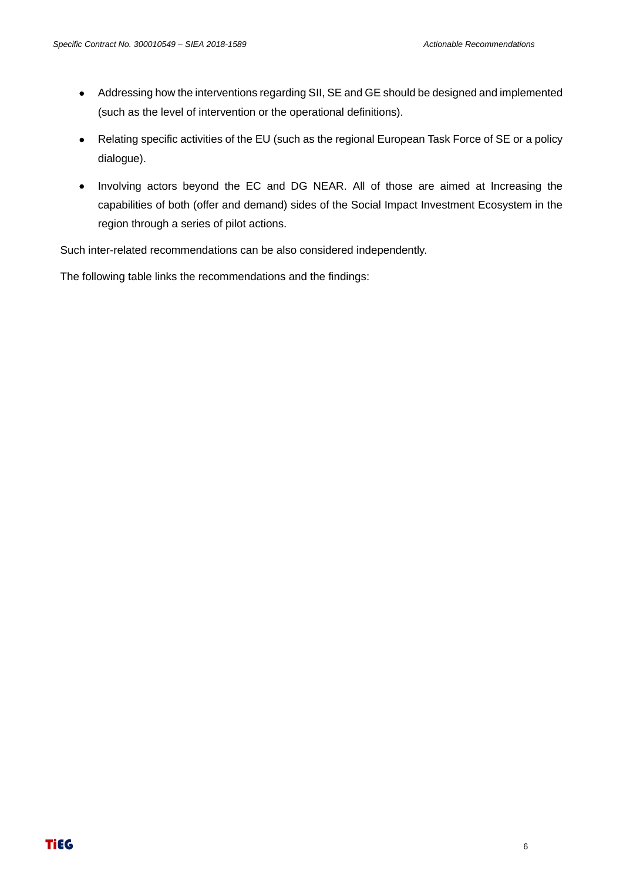- Addressing how the interventions regarding SII, SE and GE should be designed and implemented (such as the level of intervention or the operational definitions).
- Relating specific activities of the EU (such as the regional European Task Force of SE or a policy dialogue).
- Involving actors beyond the EC and DG NEAR. All of those are aimed at Increasing the capabilities of both (offer and demand) sides of the Social Impact Investment Ecosystem in the region through a series of pilot actions.

Such inter-related recommendations can be also considered independently.

The following table links the recommendations and the findings: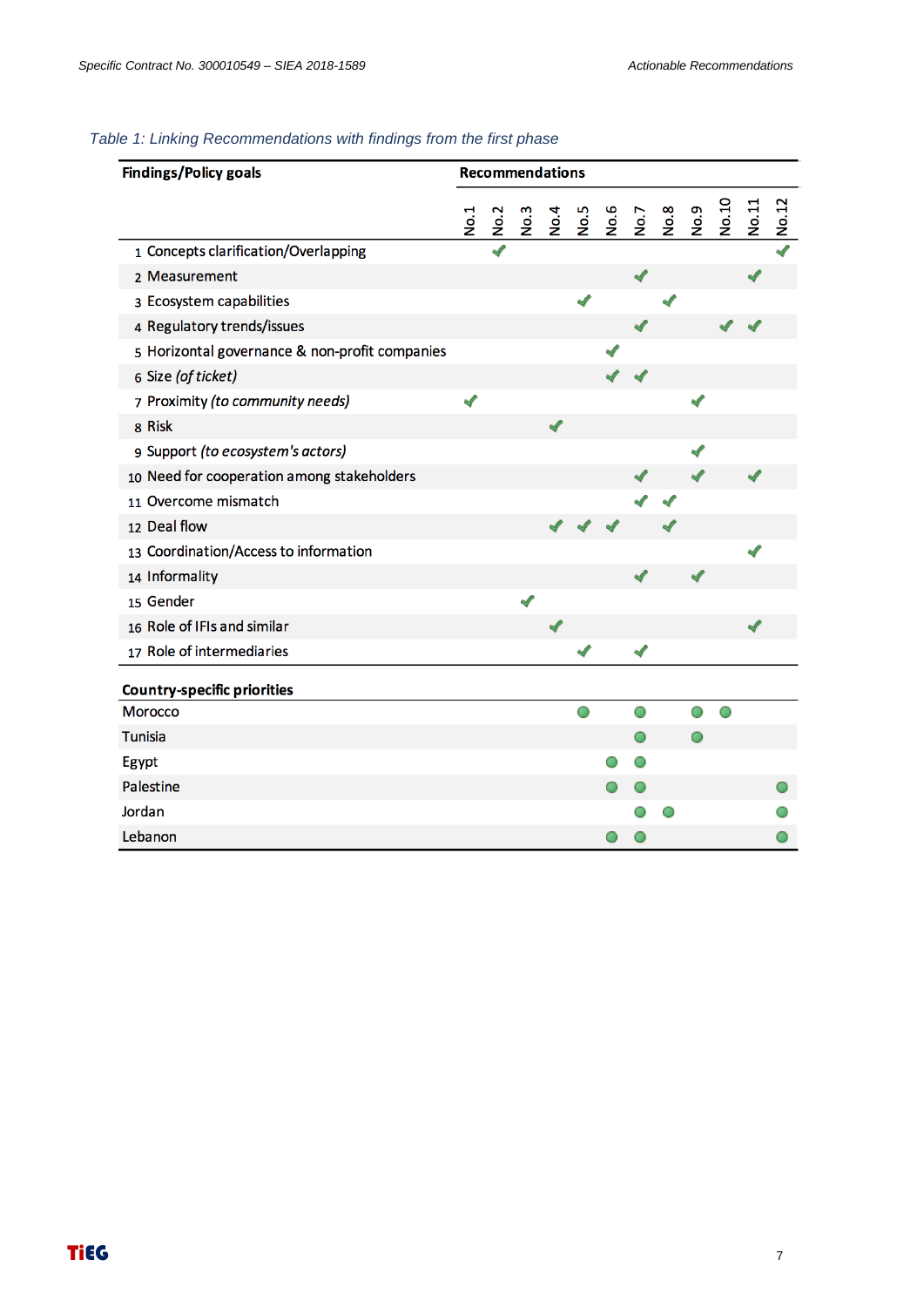*Table 1: Linking Recommendations with findings from the first phase*

| **Findings/Policy goals** | **Recommendations** | | | | | | | | | | | |
|---|---|---|---|---|---|---|---|---|---|---|---|---|
| | No.1 | No.2 | No.3 | No.4 | No.5 | No.6 | No.7 | No.8 | No.9 | No.10 | No.11 | No.12 |
| 1 Concepts clarification/Overlapping | | ✔ | | | | | | | | | | ✔ |
| 2 Measurement | | | | | | | ✔ | | | | ✔ | |
| 3 Ecosystem capabilities | | | | | ✔ | | | ✔ | | | | |
| 4 Regulatory trends/issues | | | | | | | ✔ | | | ✔ | ✔ | |
| 5 Horizontal governance & non-profit companies | | | | | | ✔ | | | | | | |
| 6 Size *(of ticket)* | | | | | | ✔ | ✔ | | | | | |
| 7 Proximity *(to community needs)* | ✔ | | | | | | | | ✔ | | | |
| 8 Risk | | | | ✔ | | | | | | | | |
| 9 Support *(to ecosystem's actors)* | | | | | | | | | ✔ | | | |
| 10 Need for cooperation among stakeholders | | | | | | | ✔ | | ✔ | | ✔ | |
| 11 Overcome mismatch | | | | | | | ✔ | ✔ | | | | |
| 12 Deal flow | | | | ✔ | ✔ | ✔ | | ✔ | | | | |
| 13 Coordination/Access to information | | | | | | | | | | | ✔ | |
| 14 Informality | | | | | | | ✔ | | ✔ | | | |
| 15 Gender | | | ✔ | | | | | | | | | |
| 16 Role of IFIs and similar | | | | ✔ | | | | | | | ✔ | |
| 17 Role of intermediaries | | | | | ✔ | | ✔ | | | | | |
| **Country-specific priorities** | | | | | | | | | | | | |
| Morocco | | | | | ● | | ● | | ● | ● | | |
| Tunisia | | | | | | | ● | | ● | | | |
| Egypt | | | | | | ● | ● | | | | | |
| Palestine | | | | | | ● | ● | | | | | ● |
| Jordan | | | | | | | ● | ● | | | | ● |
| Lebanon | | | | | | ● | ● | | | | | ● |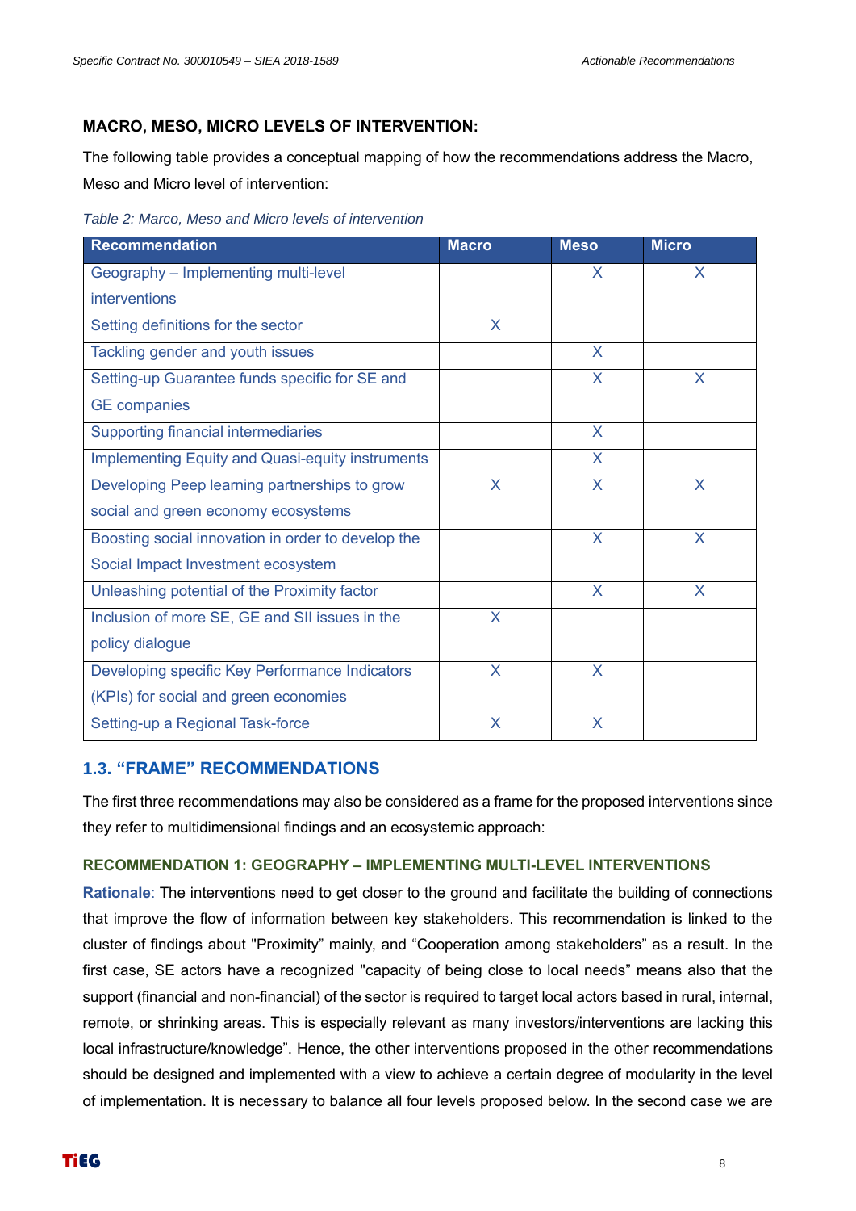**MACRO, MESO, MICRO LEVELS OF INTERVENTION:**

The following table provides a conceptual mapping of how the recommendations address the Macro, Meso and Micro level of intervention:

*Table 2: Marco, Meso and Micro levels of intervention*

| Recommendation | Macro | Meso | Micro |
|---|---|---|---|
| Geography – Implementing multi-level interventions | | X | X |
| Setting definitions for the sector | X | | |
| Tackling gender and youth issues | | X | |
| Setting-up Guarantee funds specific for SE and GE companies | | X | X |
| Supporting financial intermediaries | | X | |
| Implementing Equity and Quasi-equity instruments | | X | |
| Developing Peep learning partnerships to grow social and green economy ecosystems | X | X | X |
| Boosting social innovation in order to develop the Social Impact Investment ecosystem | | X | X |
| Unleashing potential of the Proximity factor | | X | X |
| Inclusion of more SE, GE and SII issues in the policy dialogue | X | | |
| Developing specific Key Performance Indicators (KPIs) for social and green economies | X | X | |
| Setting-up a Regional Task-force | X | X | |

## 1.3. "FRAME" RECOMMENDATIONS

The first three recommendations may also be considered as a frame for the proposed interventions since they refer to multidimensional findings and an ecosystemic approach:

### RECOMMENDATION 1: GEOGRAPHY – IMPLEMENTING MULTI-LEVEL INTERVENTIONS

**Rationale**: The interventions need to get closer to the ground and facilitate the building of connections that improve the flow of information between key stakeholders. This recommendation is linked to the cluster of findings about "Proximity" mainly, and "Cooperation among stakeholders" as a result. In the first case, SE actors have a recognized "capacity of being close to local needs" means also that the support (financial and non-financial) of the sector is required to target local actors based in rural, internal, remote, or shrinking areas. This is especially relevant as many investors/interventions are lacking this local infrastructure/knowledge". Hence, the other interventions proposed in the other recommendations should be designed and implemented with a view to achieve a certain degree of modularity in the level of implementation. It is necessary to balance all four levels proposed below. In the second case we are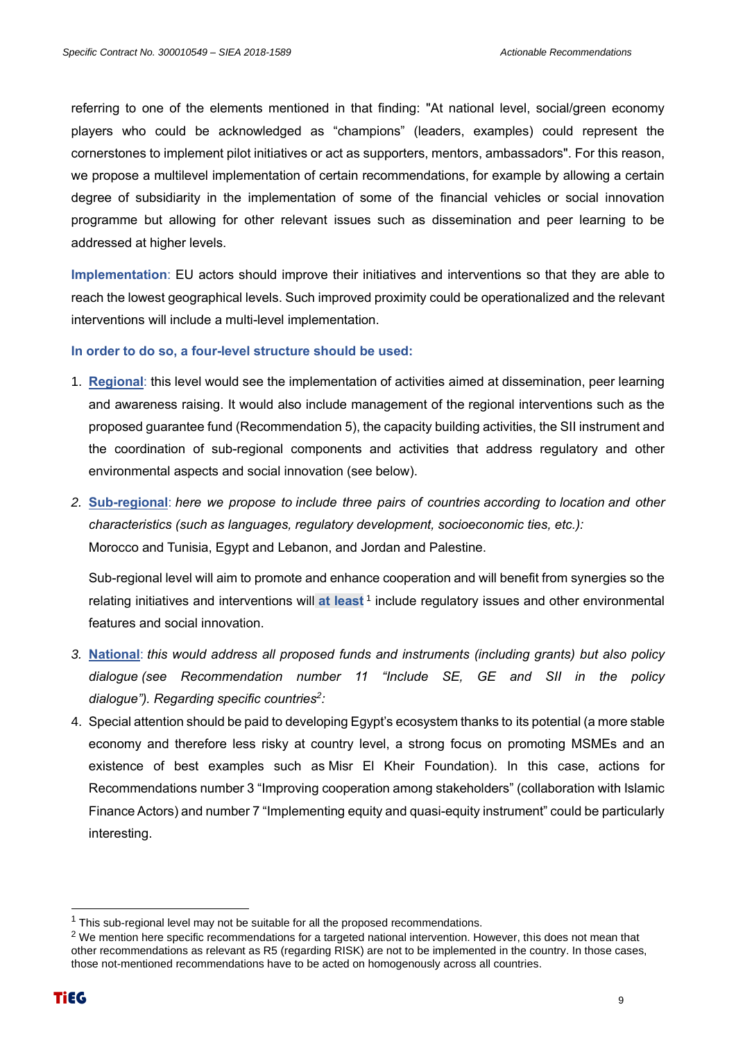referring to one of the elements mentioned in that finding: "At national level, social/green economy players who could be acknowledged as "champions" (leaders, examples) could represent the cornerstones to implement pilot initiatives or act as supporters, mentors, ambassadors". For this reason, we propose a multilevel implementation of certain recommendations, for example by allowing a certain degree of subsidiarity in the implementation of some of the financial vehicles or social innovation programme but allowing for other relevant issues such as dissemination and peer learning to be addressed at higher levels.

**Implementation**: EU actors should improve their initiatives and interventions so that they are able to reach the lowest geographical levels. Such improved proximity could be operationalized and the relevant interventions will include a multi-level implementation.

**In order to do so, a four-level structure should be used:**

1. **Regional**: this level would see the implementation of activities aimed at dissemination, peer learning and awareness raising. It would also include management of the regional interventions such as the proposed guarantee fund (Recommendation 5), the capacity building activities, the SII instrument and the coordination of sub-regional components and activities that address regulatory and other environmental aspects and social innovation (see below).
2. **Sub-regional**: *here we propose to include three pairs of countries according to location and other characteristics (such as languages, regulatory development, socioeconomic ties, etc.):*
   Morocco and Tunisia, Egypt and Lebanon, and Jordan and Palestine.

   Sub-regional level will aim to promote and enhance cooperation and will benefit from synergies so the relating initiatives and interventions will **at least**[1] include regulatory issues and other environmental features and social innovation.
3. **National**: *this would address all proposed funds and instruments (including grants) but also policy dialogue (see Recommendation number 11 "Include SE, GE and SII in the policy dialogue"). Regarding specific countries[2]:*
4. Special attention should be paid to developing Egypt's ecosystem thanks to its potential (a more stable economy and therefore less risky at country level, a strong focus on promoting MSMEs and an existence of best examples such as Misr El Kheir Foundation). In this case, actions for Recommendations number 3 "Improving cooperation among stakeholders" (collaboration with Islamic Finance Actors) and number 7 "Implementing equity and quasi-equity instrument" could be particularly interesting.

---

[1] This sub-regional level may not be suitable for all the proposed recommendations.

[2] We mention here specific recommendations for a targeted national intervention. However, this does not mean that other recommendations as relevant as R5 (regarding RISK) are not to be implemented in the country. In those cases, those not-mentioned recommendations have to be acted on homogenously across all countries.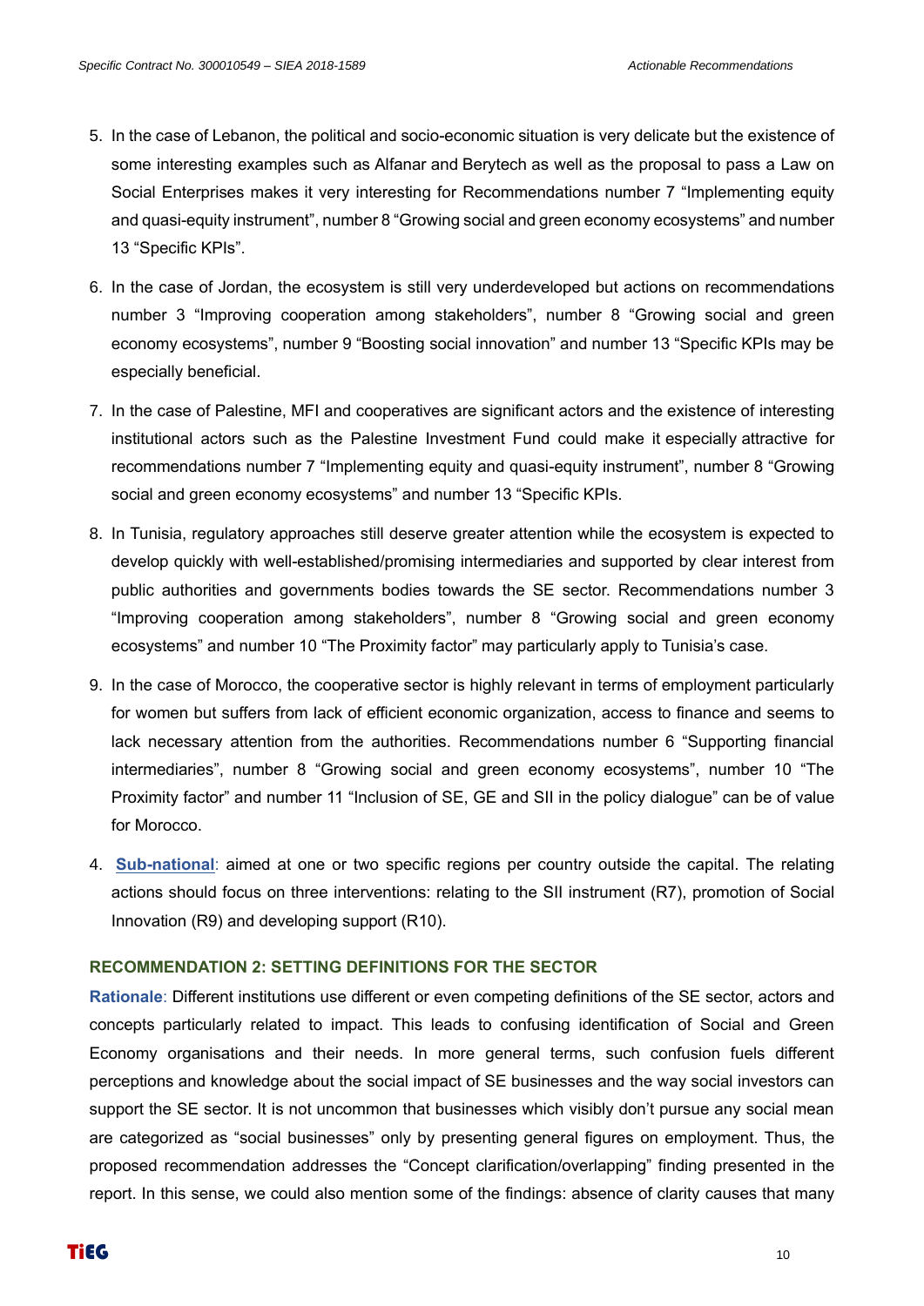5. In the case of Lebanon, the political and socio-economic situation is very delicate but the existence of some interesting examples such as Alfanar and Berytech as well as the proposal to pass a Law on Social Enterprises makes it very interesting for Recommendations number 7 "Implementing equity and quasi-equity instrument", number 8 "Growing social and green economy ecosystems" and number 13 "Specific KPIs".
6. In the case of Jordan, the ecosystem is still very underdeveloped but actions on recommendations number 3 "Improving cooperation among stakeholders", number 8 "Growing social and green economy ecosystems", number 9 "Boosting social innovation" and number 13 "Specific KPIs may be especially beneficial.
7. In the case of Palestine, MFI and cooperatives are significant actors and the existence of interesting institutional actors such as the Palestine Investment Fund could make it especially attractive for recommendations number 7 "Implementing equity and quasi-equity instrument", number 8 "Growing social and green economy ecosystems" and number 13 "Specific KPIs.
8. In Tunisia, regulatory approaches still deserve greater attention while the ecosystem is expected to develop quickly with well-established/promising intermediaries and supported by clear interest from public authorities and governments bodies towards the SE sector. Recommendations number 3 "Improving cooperation among stakeholders", number 8 "Growing social and green economy ecosystems" and number 10 "The Proximity factor" may particularly apply to Tunisia's case.
9. In the case of Morocco, the cooperative sector is highly relevant in terms of employment particularly for women but suffers from lack of efficient economic organization, access to finance and seems to lack necessary attention from the authorities. Recommendations number 6 "Supporting financial intermediaries", number 8 "Growing social and green economy ecosystems", number 10 "The Proximity factor" and number 11 "Inclusion of SE, GE and SII in the policy dialogue" can be of value for Morocco.

4. **Sub-national**: aimed at one or two specific regions per country outside the capital. The relating actions should focus on three interventions: relating to the SII instrument (R7), promotion of Social Innovation (R9) and developing support (R10).

### RECOMMENDATION 2: SETTING DEFINITIONS FOR THE SECTOR

**Rationale**: Different institutions use different or even competing definitions of the SE sector, actors and concepts particularly related to impact. This leads to confusing identification of Social and Green Economy organisations and their needs. In more general terms, such confusion fuels different perceptions and knowledge about the social impact of SE businesses and the way social investors can support the SE sector. It is not uncommon that businesses which visibly don't pursue any social mean are categorized as "social businesses" only by presenting general figures on employment. Thus, the proposed recommendation addresses the "Concept clarification/overlapping" finding presented in the report. In this sense, we could also mention some of the findings: absence of clarity causes that many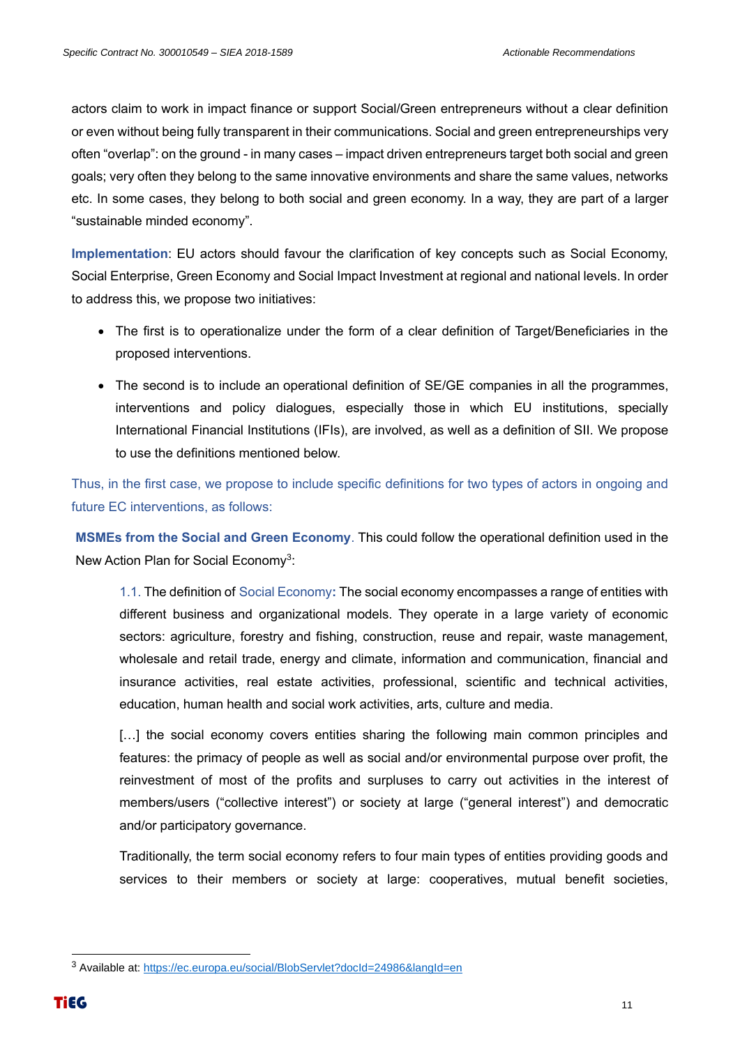actors claim to work in impact finance or support Social/Green entrepreneurs without a clear definition or even without being fully transparent in their communications. Social and green entrepreneurships very often "overlap": on the ground - in many cases – impact driven entrepreneurs target both social and green goals; very often they belong to the same innovative environments and share the same values, networks etc. In some cases, they belong to both social and green economy. In a way, they are part of a larger "sustainable minded economy".

**Implementation**: EU actors should favour the clarification of key concepts such as Social Economy, Social Enterprise, Green Economy and Social Impact Investment at regional and national levels. In order to address this, we propose two initiatives:

- The first is to operationalize under the form of a clear definition of Target/Beneficiaries in the proposed interventions.
- The second is to include an operational definition of SE/GE companies in all the programmes, interventions and policy dialogues, especially those in which EU institutions, specially International Financial Institutions (IFIs), are involved, as well as a definition of SII. We propose to use the definitions mentioned below.

Thus, in the first case, we propose to include specific definitions for two types of actors in ongoing and future EC interventions, as follows:

**MSMEs from the Social and Green Economy**. This could follow the operational definition used in the New Action Plan for Social Economy[3]:

> 1.1. The definition of Social Economy**:** The social economy encompasses a range of entities with different business and organizational models. They operate in a large variety of economic sectors: agriculture, forestry and fishing, construction, reuse and repair, waste management, wholesale and retail trade, energy and climate, information and communication, financial and insurance activities, real estate activities, professional, scientific and technical activities, education, human health and social work activities, arts, culture and media.
>
> […] the social economy covers entities sharing the following main common principles and features: the primacy of people as well as social and/or environmental purpose over profit, the reinvestment of most of the profits and surpluses to carry out activities in the interest of members/users ("collective interest") or society at large ("general interest") and democratic and/or participatory governance.
>
> Traditionally, the term social economy refers to four main types of entities providing goods and services to their members or society at large: cooperatives, mutual benefit societies,

---

[3] Available at: https://ec.europa.eu/social/BlobServlet?docId=24986&langId=en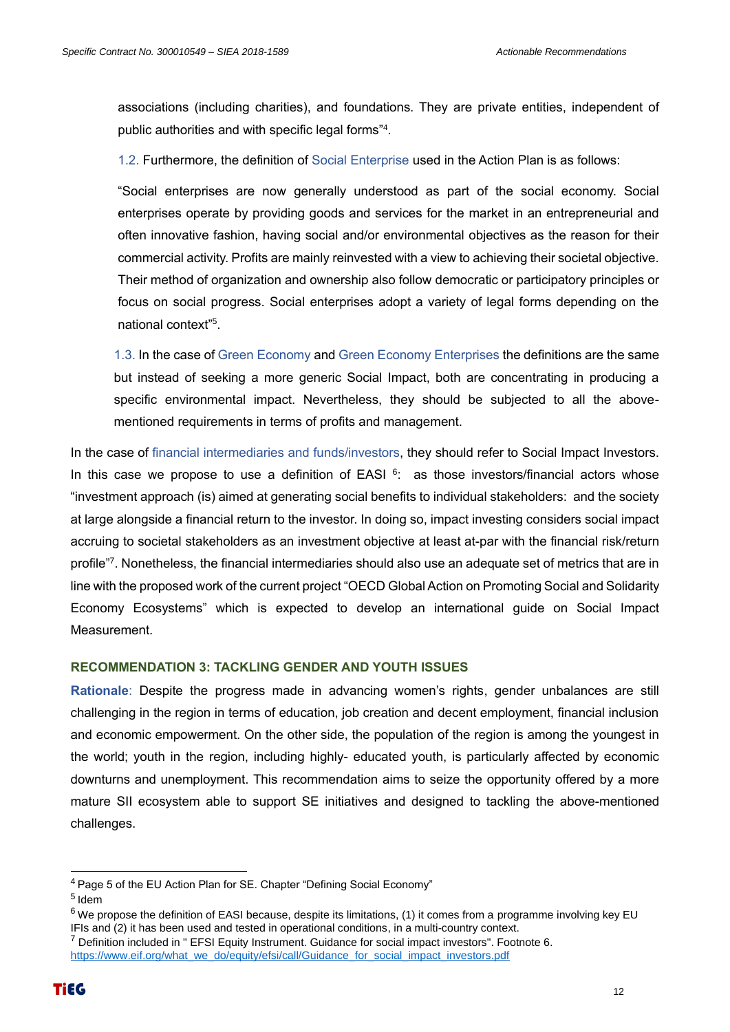associations (including charities), and foundations. They are private entities, independent of public authorities and with specific legal forms"[4].

1.2. Furthermore, the definition of Social Enterprise used in the Action Plan is as follows:

"Social enterprises are now generally understood as part of the social economy. Social enterprises operate by providing goods and services for the market in an entrepreneurial and often innovative fashion, having social and/or environmental objectives as the reason for their commercial activity. Profits are mainly reinvested with a view to achieving their societal objective. Their method of organization and ownership also follow democratic or participatory principles or focus on social progress. Social enterprises adopt a variety of legal forms depending on the national context"[5].

1.3. In the case of Green Economy and Green Economy Enterprises the definitions are the same but instead of seeking a more generic Social Impact, both are concentrating in producing a specific environmental impact. Nevertheless, they should be subjected to all the above-mentioned requirements in terms of profits and management.

In the case of financial intermediaries and funds/investors, they should refer to Social Impact Investors. In this case we propose to use a definition of EASI [6]: as those investors/financial actors whose "investment approach (is) aimed at generating social benefits to individual stakeholders: and the society at large alongside a financial return to the investor. In doing so, impact investing considers social impact accruing to societal stakeholders as an investment objective at least at-par with the financial risk/return profile"[7]. Nonetheless, the financial intermediaries should also use an adequate set of metrics that are in line with the proposed work of the current project "OECD Global Action on Promoting Social and Solidarity Economy Ecosystems" which is expected to develop an international guide on Social Impact Measurement.

### RECOMMENDATION 3: TACKLING GENDER AND YOUTH ISSUES

**Rationale**: Despite the progress made in advancing women's rights, gender unbalances are still challenging in the region in terms of education, job creation and decent employment, financial inclusion and economic empowerment. On the other side, the population of the region is among the youngest in the world; youth in the region, including highly- educated youth, is particularly affected by economic downturns and unemployment. This recommendation aims to seize the opportunity offered by a more mature SII ecosystem able to support SE initiatives and designed to tackling the above-mentioned challenges.

---

[4] Page 5 of the EU Action Plan for SE. Chapter "Defining Social Economy"

[5] Idem

[6] We propose the definition of EASI because, despite its limitations, (1) it comes from a programme involving key EU IFIs and (2) it has been used and tested in operational conditions, in a multi-country context.

[7] Definition included in " EFSI Equity Instrument. Guidance for social impact investors". Footnote 6. https://www.eif.org/what_we_do/equity/efsi/call/Guidance_for_social_impact_investors.pdf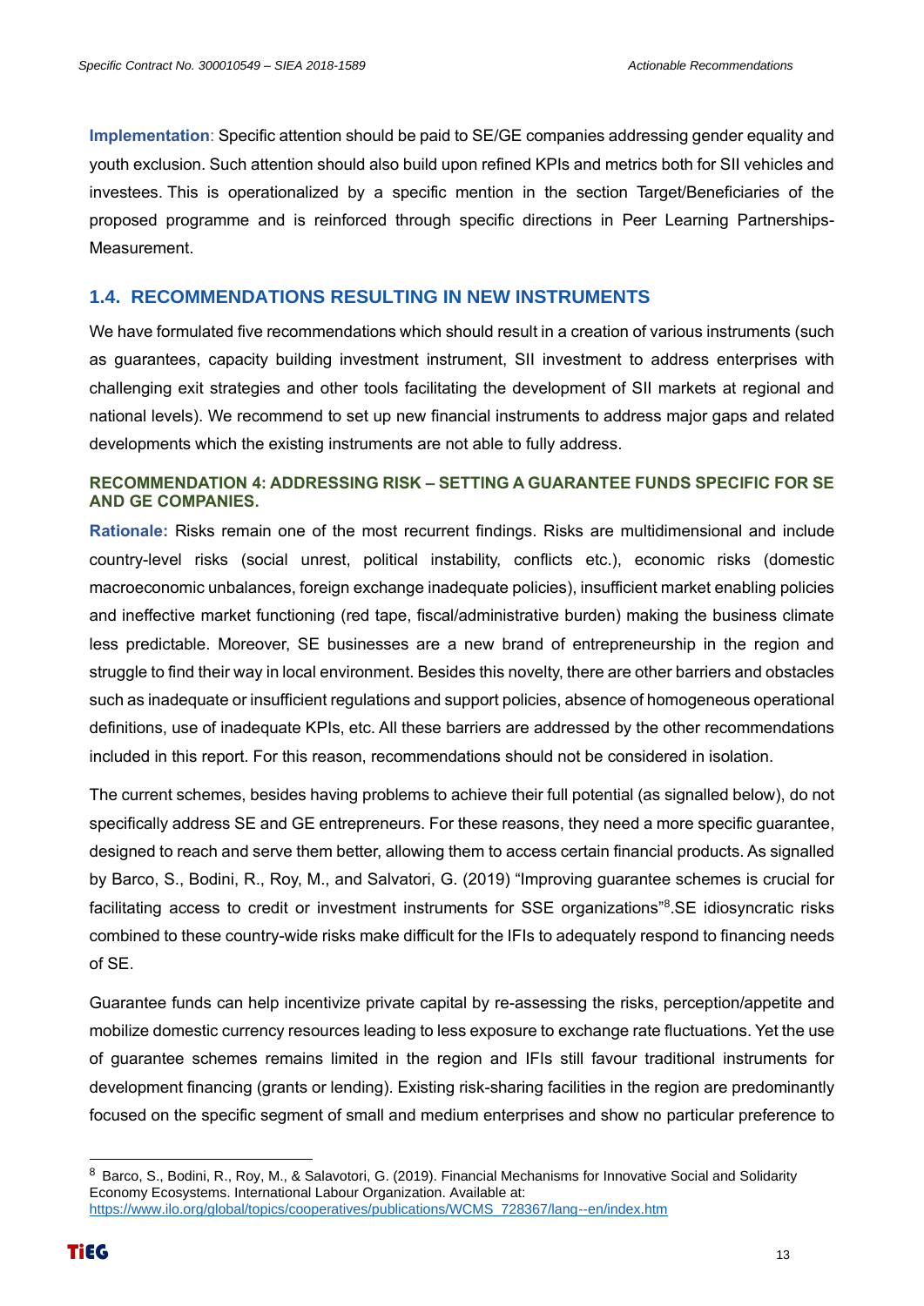**Implementation**: Specific attention should be paid to SE/GE companies addressing gender equality and youth exclusion. Such attention should also build upon refined KPIs and metrics both for SII vehicles and investees. This is operationalized by a specific mention in the section Target/Beneficiaries of the proposed programme and is reinforced through specific directions in Peer Learning Partnerships-Measurement.

## 1.4. RECOMMENDATIONS RESULTING IN NEW INSTRUMENTS

We have formulated five recommendations which should result in a creation of various instruments (such as guarantees, capacity building investment instrument, SII investment to address enterprises with challenging exit strategies and other tools facilitating the development of SII markets at regional and national levels). We recommend to set up new financial instruments to address major gaps and related developments which the existing instruments are not able to fully address.

#### RECOMMENDATION 4: ADDRESSING RISK – SETTING A GUARANTEE FUNDS SPECIFIC FOR SE AND GE COMPANIES.

**Rationale:** Risks remain one of the most recurrent findings. Risks are multidimensional and include country-level risks (social unrest, political instability, conflicts etc.), economic risks (domestic macroeconomic unbalances, foreign exchange inadequate policies), insufficient market enabling policies and ineffective market functioning (red tape, fiscal/administrative burden) making the business climate less predictable. Moreover, SE businesses are a new brand of entrepreneurship in the region and struggle to find their way in local environment. Besides this novelty, there are other barriers and obstacles such as inadequate or insufficient regulations and support policies, absence of homogeneous operational definitions, use of inadequate KPIs, etc. All these barriers are addressed by the other recommendations included in this report. For this reason, recommendations should not be considered in isolation.

The current schemes, besides having problems to achieve their full potential (as signalled below), do not specifically address SE and GE entrepreneurs. For these reasons, they need a more specific guarantee, designed to reach and serve them better, allowing them to access certain financial products. As signalled by Barco, S., Bodini, R., Roy, M., and Salvatori, G. (2019) "Improving guarantee schemes is crucial for facilitating access to credit or investment instruments for SSE organizations"[8].SE idiosyncratic risks combined to these country-wide risks make difficult for the IFIs to adequately respond to financing needs of SE.

Guarantee funds can help incentivize private capital by re-assessing the risks, perception/appetite and mobilize domestic currency resources leading to less exposure to exchange rate fluctuations. Yet the use of guarantee schemes remains limited in the region and IFIs still favour traditional instruments for development financing (grants or lending). Existing risk-sharing facilities in the region are predominantly focused on the specific segment of small and medium enterprises and show no particular preference to

---

[8] Barco, S., Bodini, R., Roy, M., & Salavotori, G. (2019). Financial Mechanisms for Innovative Social and Solidarity Economy Ecosystems. International Labour Organization. Available at: https://www.ilo.org/global/topics/cooperatives/publications/WCMS_728367/lang--en/index.htm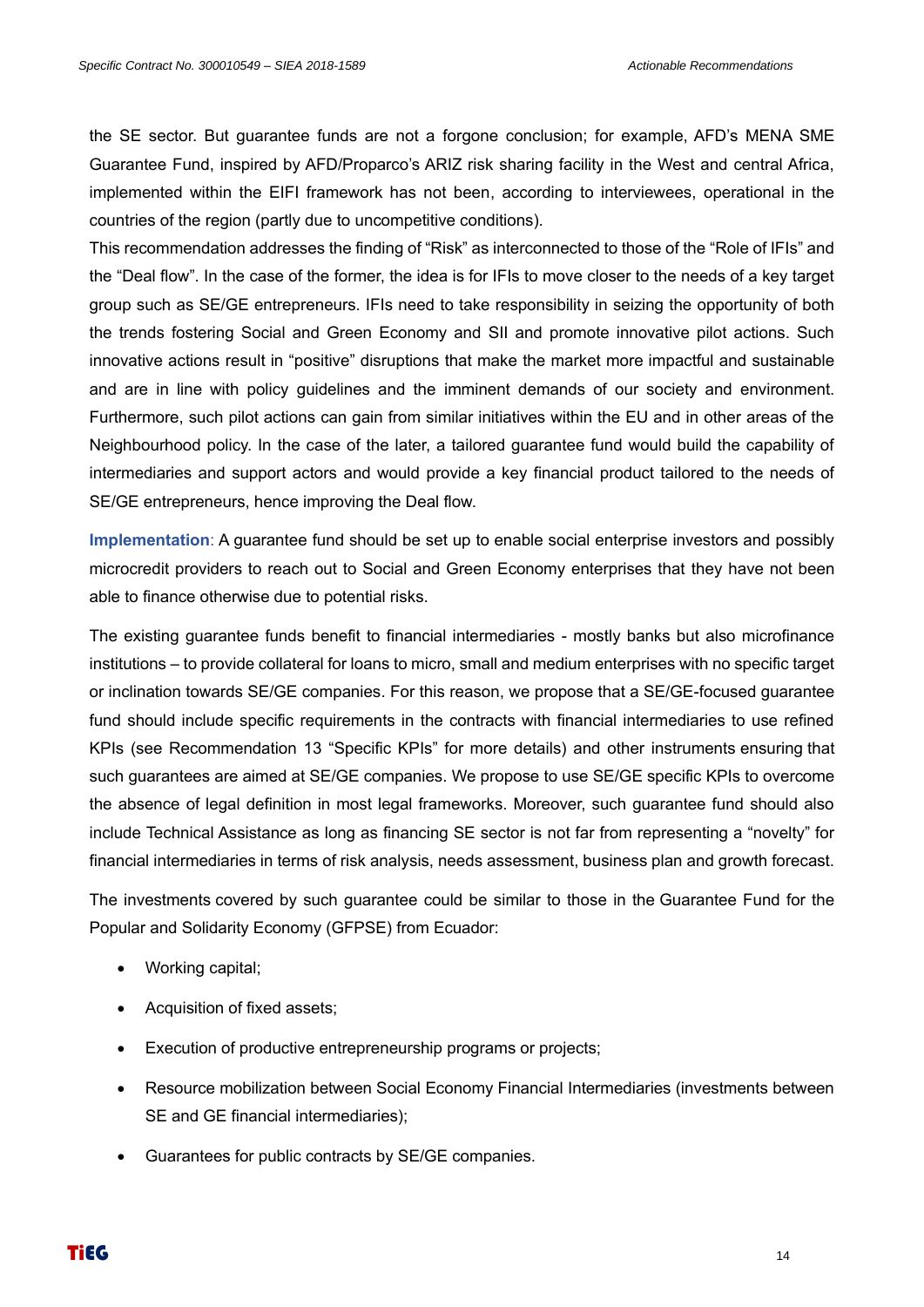the SE sector. But guarantee funds are not a forgone conclusion; for example, AFD's MENA SME Guarantee Fund, inspired by AFD/Proparco's ARIZ risk sharing facility in the West and central Africa, implemented within the EIFI framework has not been, according to interviewees, operational in the countries of the region (partly due to uncompetitive conditions).

This recommendation addresses the finding of "Risk" as interconnected to those of the "Role of IFIs" and the "Deal flow". In the case of the former, the idea is for IFIs to move closer to the needs of a key target group such as SE/GE entrepreneurs. IFIs need to take responsibility in seizing the opportunity of both the trends fostering Social and Green Economy and SII and promote innovative pilot actions. Such innovative actions result in "positive" disruptions that make the market more impactful and sustainable and are in line with policy guidelines and the imminent demands of our society and environment. Furthermore, such pilot actions can gain from similar initiatives within the EU and in other areas of the Neighbourhood policy. In the case of the later, a tailored guarantee fund would build the capability of intermediaries and support actors and would provide a key financial product tailored to the needs of SE/GE entrepreneurs, hence improving the Deal flow.

**Implementation**: A guarantee fund should be set up to enable social enterprise investors and possibly microcredit providers to reach out to Social and Green Economy enterprises that they have not been able to finance otherwise due to potential risks.

The existing guarantee funds benefit to financial intermediaries - mostly banks but also microfinance institutions – to provide collateral for loans to micro, small and medium enterprises with no specific target or inclination towards SE/GE companies. For this reason, we propose that a SE/GE-focused guarantee fund should include specific requirements in the contracts with financial intermediaries to use refined KPIs (see Recommendation 13 "Specific KPIs" for more details) and other instruments ensuring that such guarantees are aimed at SE/GE companies. We propose to use SE/GE specific KPIs to overcome the absence of legal definition in most legal frameworks. Moreover, such guarantee fund should also include Technical Assistance as long as financing SE sector is not far from representing a "novelty" for financial intermediaries in terms of risk analysis, needs assessment, business plan and growth forecast.

The investments covered by such guarantee could be similar to those in the Guarantee Fund for the Popular and Solidarity Economy (GFPSE) from Ecuador:

- Working capital;
- Acquisition of fixed assets;
- Execution of productive entrepreneurship programs or projects;
- Resource mobilization between Social Economy Financial Intermediaries (investments between SE and GE financial intermediaries);
- Guarantees for public contracts by SE/GE companies.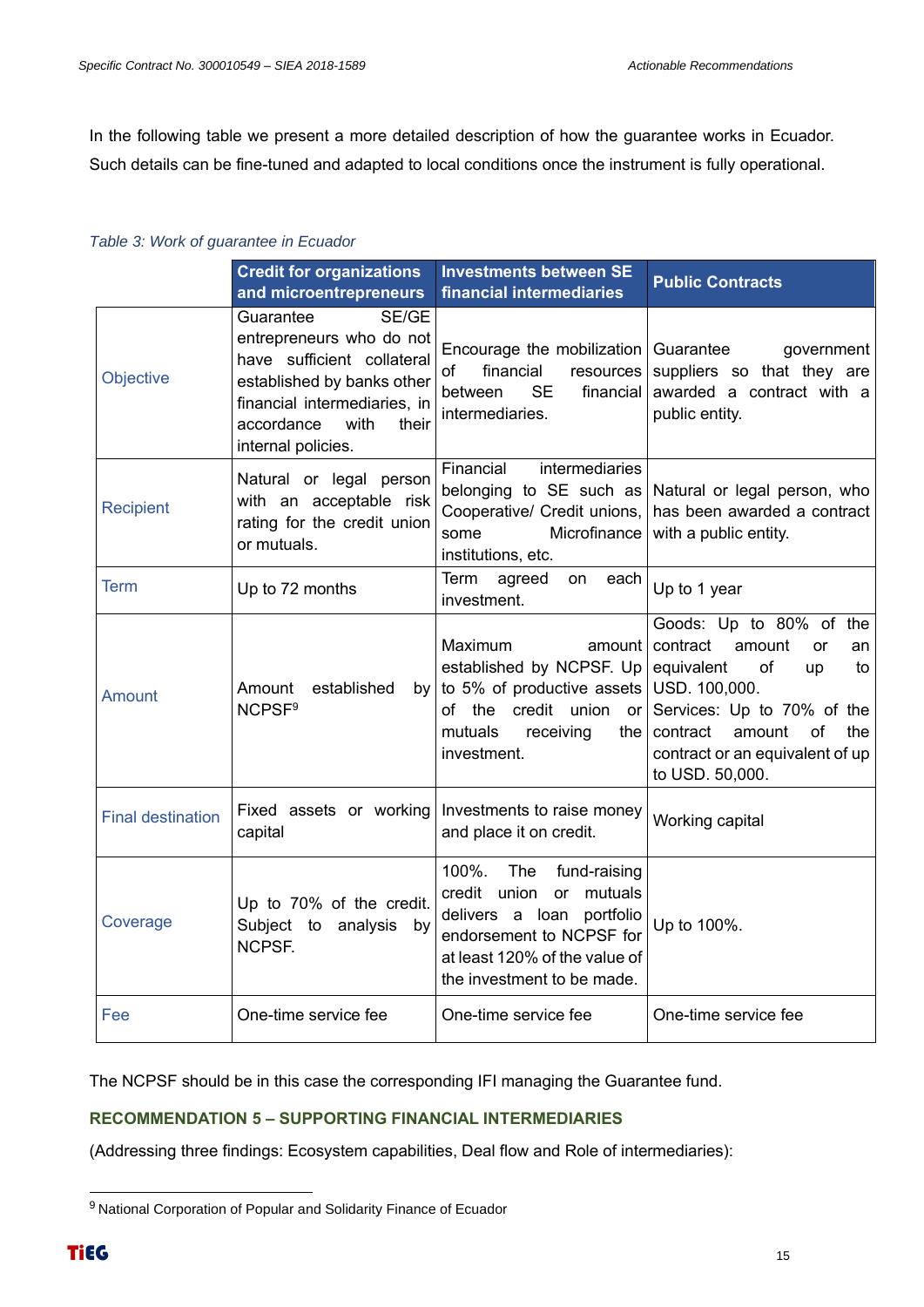In the following table we present a more detailed description of how the guarantee works in Ecuador. Such details can be fine-tuned and adapted to local conditions once the instrument is fully operational.

*Table 3: Work of guarantee in Ecuador*

| | Credit for organizations and microentrepreneurs | Investments between SE financial intermediaries | Public Contracts |
|---|---|---|---|
| Objective | Guarantee SE/GE entrepreneurs who do not have sufficient collateral established by banks other financial intermediaries, in accordance with their internal policies. | Encourage the mobilization of financial resources between SE financial intermediaries. | Guarantee government suppliers so that they are awarded a contract with a public entity. |
| Recipient | Natural or legal person with an acceptable risk rating for the credit union or mutuals. | Financial intermediaries belonging to SE such as Cooperative/ Credit unions, some Microfinance institutions, etc. | Natural or legal person, who has been awarded a contract with a public entity. |
| Term | Up to 72 months | Term agreed on each investment. | Up to 1 year |
| Amount | Amount established by NCPSF[9] | Maximum amount established by NCPSF. Up to 5% of productive assets of the credit union or mutuals receiving the investment. | Goods: Up to 80% of the contract amount or an equivalent of up to USD. 100,000. Services: Up to 70% of the contract amount of the contract or an equivalent of up to USD. 50,000. |
| Final destination | Fixed assets or working capital | Investments to raise money and place it on credit. | Working capital |
| Coverage | Up to 70% of the credit. Subject to analysis by NCPSF. | 100%. The fund-raising credit union or mutuals delivers a loan portfolio endorsement to NCPSF for at least 120% of the value of the investment to be made. | Up to 100%. |
| Fee | One-time service fee | One-time service fee | One-time service fee |

The NCPSF should be in this case the corresponding IFI managing the Guarantee fund.

### RECOMMENDATION 5 – SUPPORTING FINANCIAL INTERMEDIARIES

(Addressing three findings: Ecosystem capabilities, Deal flow and Role of intermediaries):

[9] National Corporation of Popular and Solidarity Finance of Ecuador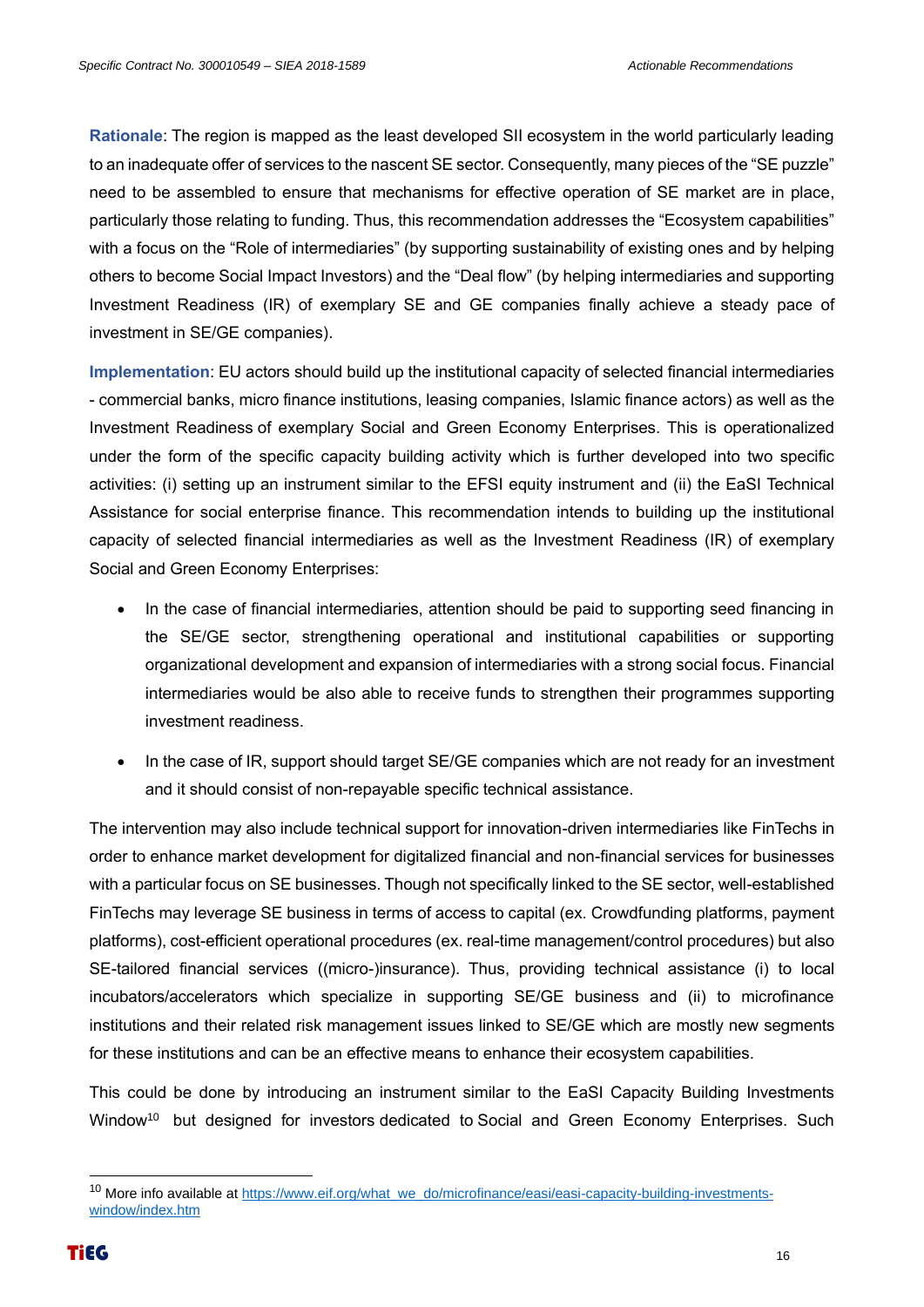**Rationale**: The region is mapped as the least developed SII ecosystem in the world particularly leading to an inadequate offer of services to the nascent SE sector. Consequently, many pieces of the "SE puzzle" need to be assembled to ensure that mechanisms for effective operation of SE market are in place, particularly those relating to funding. Thus, this recommendation addresses the "Ecosystem capabilities" with a focus on the "Role of intermediaries" (by supporting sustainability of existing ones and by helping others to become Social Impact Investors) and the "Deal flow" (by helping intermediaries and supporting Investment Readiness (IR) of exemplary SE and GE companies finally achieve a steady pace of investment in SE/GE companies).

**Implementation**: EU actors should build up the institutional capacity of selected financial intermediaries - commercial banks, micro finance institutions, leasing companies, Islamic finance actors) as well as the Investment Readiness of exemplary Social and Green Economy Enterprises. This is operationalized under the form of the specific capacity building activity which is further developed into two specific activities: (i) setting up an instrument similar to the EFSI equity instrument and (ii) the EaSI Technical Assistance for social enterprise finance. This recommendation intends to building up the institutional capacity of selected financial intermediaries as well as the Investment Readiness (IR) of exemplary Social and Green Economy Enterprises:

- In the case of financial intermediaries, attention should be paid to supporting seed financing in the SE/GE sector, strengthening operational and institutional capabilities or supporting organizational development and expansion of intermediaries with a strong social focus. Financial intermediaries would be also able to receive funds to strengthen their programmes supporting investment readiness.
- In the case of IR, support should target SE/GE companies which are not ready for an investment and it should consist of non-repayable specific technical assistance.

The intervention may also include technical support for innovation-driven intermediaries like FinTechs in order to enhance market development for digitalized financial and non-financial services for businesses with a particular focus on SE businesses. Though not specifically linked to the SE sector, well-established FinTechs may leverage SE business in terms of access to capital (ex. Crowdfunding platforms, payment platforms), cost-efficient operational procedures (ex. real-time management/control procedures) but also SE-tailored financial services ((micro-)insurance). Thus, providing technical assistance (i) to local incubators/accelerators which specialize in supporting SE/GE business and (ii) to microfinance institutions and their related risk management issues linked to SE/GE which are mostly new segments for these institutions and can be an effective means to enhance their ecosystem capabilities.

This could be done by introducing an instrument similar to the EaSI Capacity Building Investments Window[10] but designed for investors dedicated to Social and Green Economy Enterprises. Such

[10] More info available at https://www.eif.org/what_we_do/microfinance/easi/easi-capacity-building-investments-window/index.htm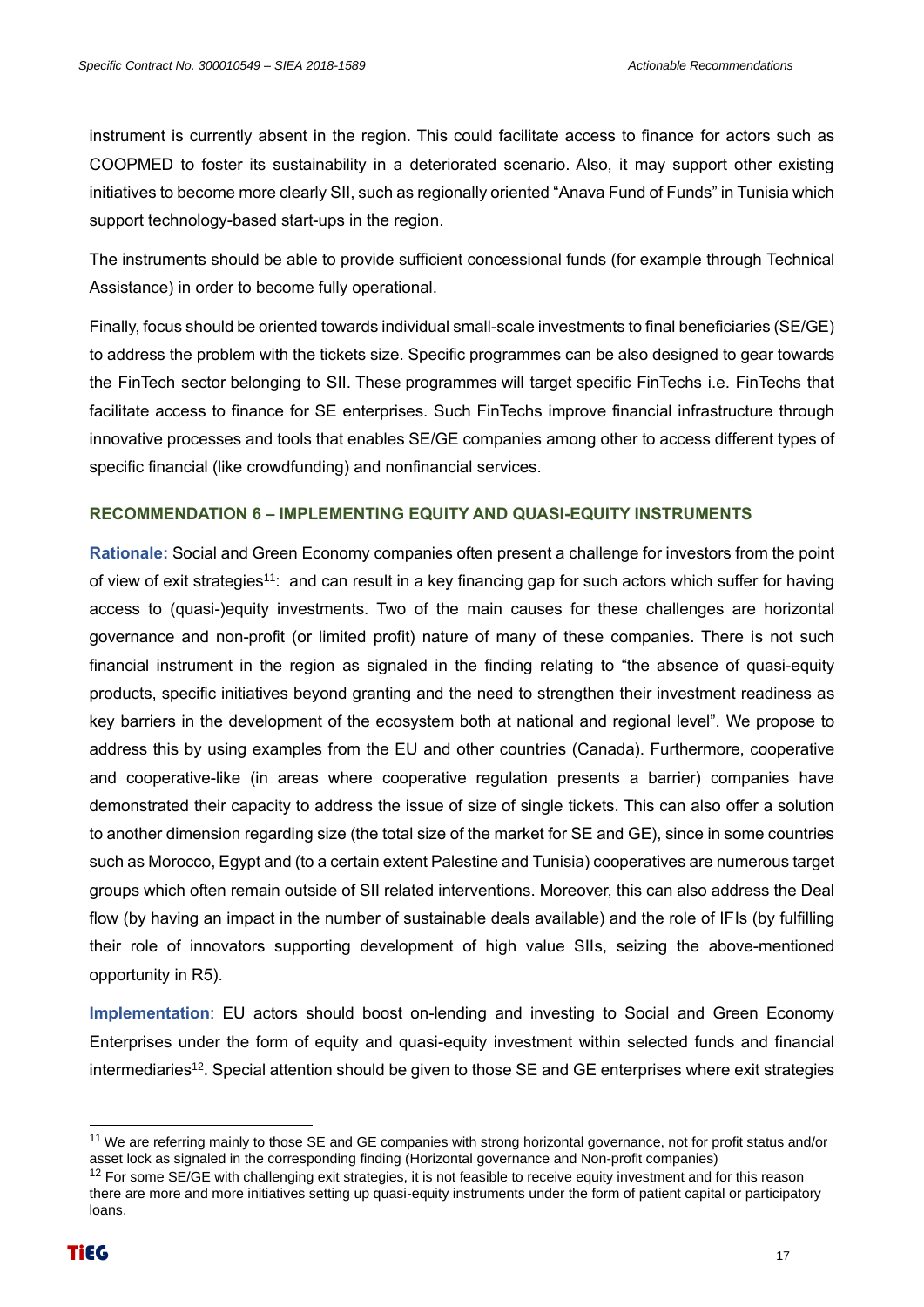instrument is currently absent in the region. This could facilitate access to finance for actors such as COOPMED to foster its sustainability in a deteriorated scenario. Also, it may support other existing initiatives to become more clearly SII, such as regionally oriented "Anava Fund of Funds" in Tunisia which support technology-based start-ups in the region.

The instruments should be able to provide sufficient concessional funds (for example through Technical Assistance) in order to become fully operational.

Finally, focus should be oriented towards individual small-scale investments to final beneficiaries (SE/GE) to address the problem with the tickets size. Specific programmes can be also designed to gear towards the FinTech sector belonging to SII. These programmes will target specific FinTechs i.e. FinTechs that facilitate access to finance for SE enterprises. Such FinTechs improve financial infrastructure through innovative processes and tools that enables SE/GE companies among other to access different types of specific financial (like crowdfunding) and nonfinancial services.

### RECOMMENDATION 6 – IMPLEMENTING EQUITY AND QUASI-EQUITY INSTRUMENTS

**Rationale:** Social and Green Economy companies often present a challenge for investors from the point of view of exit strategies[11]: and can result in a key financing gap for such actors which suffer for having access to (quasi-)equity investments. Two of the main causes for these challenges are horizontal governance and non-profit (or limited profit) nature of many of these companies. There is not such financial instrument in the region as signaled in the finding relating to "the absence of quasi-equity products, specific initiatives beyond granting and the need to strengthen their investment readiness as key barriers in the development of the ecosystem both at national and regional level". We propose to address this by using examples from the EU and other countries (Canada). Furthermore, cooperative and cooperative-like (in areas where cooperative regulation presents a barrier) companies have demonstrated their capacity to address the issue of size of single tickets. This can also offer a solution to another dimension regarding size (the total size of the market for SE and GE), since in some countries such as Morocco, Egypt and (to a certain extent Palestine and Tunisia) cooperatives are numerous target groups which often remain outside of SII related interventions. Moreover, this can also address the Deal flow (by having an impact in the number of sustainable deals available) and the role of IFIs (by fulfilling their role of innovators supporting development of high value SIIs, seizing the above-mentioned opportunity in R5).

**Implementation**: EU actors should boost on-lending and investing to Social and Green Economy Enterprises under the form of equity and quasi-equity investment within selected funds and financial intermediaries[12]. Special attention should be given to those SE and GE enterprises where exit strategies

[11] We are referring mainly to those SE and GE companies with strong horizontal governance, not for profit status and/or asset lock as signaled in the corresponding finding (Horizontal governance and Non-profit companies)

[12] For some SE/GE with challenging exit strategies, it is not feasible to receive equity investment and for this reason there are more and more initiatives setting up quasi-equity instruments under the form of patient capital or participatory loans.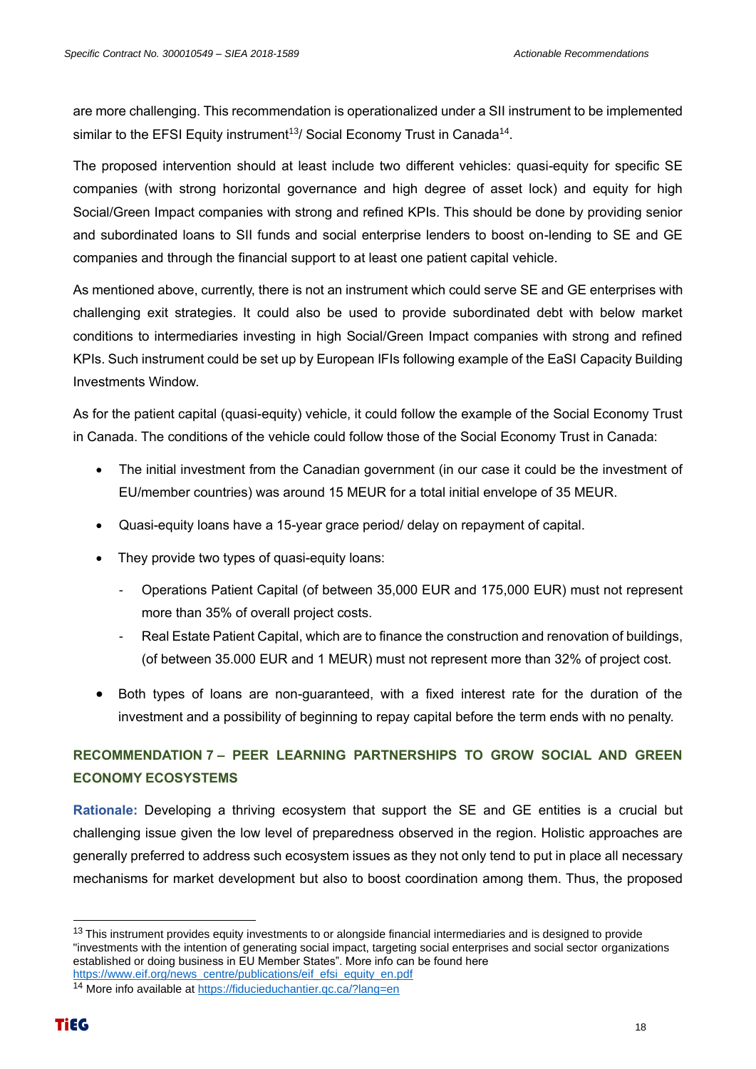are more challenging. This recommendation is operationalized under a SII instrument to be implemented similar to the EFSI Equity instrument[13]/ Social Economy Trust in Canada[14].

The proposed intervention should at least include two different vehicles: quasi-equity for specific SE companies (with strong horizontal governance and high degree of asset lock) and equity for high Social/Green Impact companies with strong and refined KPIs. This should be done by providing senior and subordinated loans to SII funds and social enterprise lenders to boost on-lending to SE and GE companies and through the financial support to at least one patient capital vehicle.

As mentioned above, currently, there is not an instrument which could serve SE and GE enterprises with challenging exit strategies. It could also be used to provide subordinated debt with below market conditions to intermediaries investing in high Social/Green Impact companies with strong and refined KPIs. Such instrument could be set up by European IFIs following example of the EaSI Capacity Building Investments Window.

As for the patient capital (quasi-equity) vehicle, it could follow the example of the Social Economy Trust in Canada. The conditions of the vehicle could follow those of the Social Economy Trust in Canada:

- The initial investment from the Canadian government (in our case it could be the investment of EU/member countries) was around 15 MEUR for a total initial envelope of 35 MEUR.
- Quasi-equity loans have a 15-year grace period/ delay on repayment of capital.
- They provide two types of quasi-equity loans:
  - Operations Patient Capital (of between 35,000 EUR and 175,000 EUR) must not represent more than 35% of overall project costs.
  - Real Estate Patient Capital, which are to finance the construction and renovation of buildings, (of between 35.000 EUR and 1 MEUR) must not represent more than 32% of project cost.
- Both types of loans are non-guaranteed, with a fixed interest rate for the duration of the investment and a possibility of beginning to repay capital before the term ends with no penalty.

### RECOMMENDATION 7 – PEER LEARNING PARTNERSHIPS TO GROW SOCIAL AND GREEN ECONOMY ECOSYSTEMS

**Rationale:** Developing a thriving ecosystem that support the SE and GE entities is a crucial but challenging issue given the low level of preparedness observed in the region. Holistic approaches are generally preferred to address such ecosystem issues as they not only tend to put in place all necessary mechanisms for market development but also to boost coordination among them. Thus, the proposed

[13] This instrument provides equity investments to or alongside financial intermediaries and is designed to provide "investments with the intention of generating social impact, targeting social enterprises and social sector organizations established or doing business in EU Member States". More info can be found here https://www.eif.org/news_centre/publications/eif_efsi_equity_en.pdf

[14] More info available at https://fiducieduchantier.qc.ca/?lang=en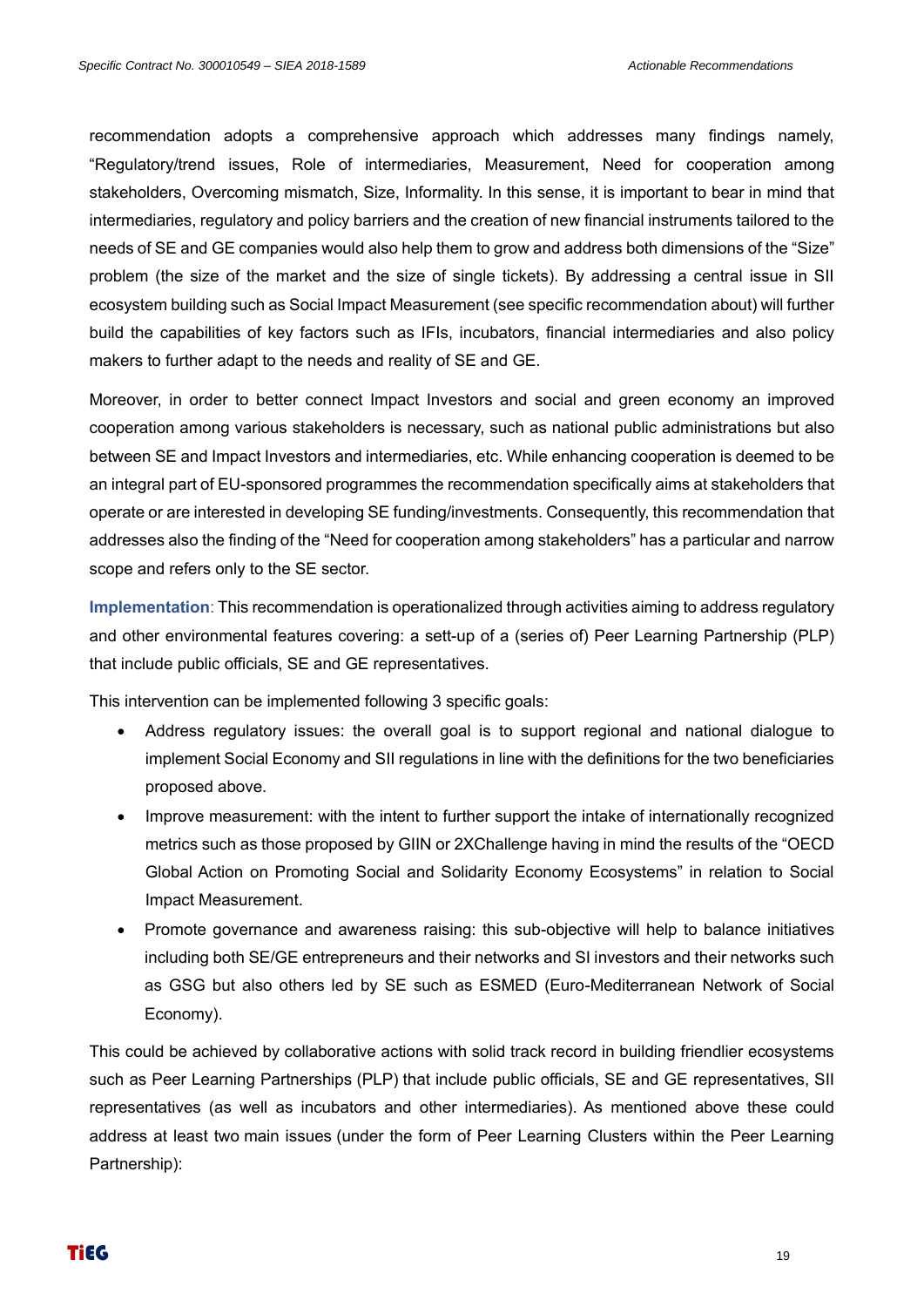recommendation adopts a comprehensive approach which addresses many findings namely, "Regulatory/trend issues, Role of intermediaries, Measurement, Need for cooperation among stakeholders, Overcoming mismatch, Size, Informality. In this sense, it is important to bear in mind that intermediaries, regulatory and policy barriers and the creation of new financial instruments tailored to the needs of SE and GE companies would also help them to grow and address both dimensions of the "Size" problem (the size of the market and the size of single tickets). By addressing a central issue in SII ecosystem building such as Social Impact Measurement (see specific recommendation about) will further build the capabilities of key factors such as IFIs, incubators, financial intermediaries and also policy makers to further adapt to the needs and reality of SE and GE.

Moreover, in order to better connect Impact Investors and social and green economy an improved cooperation among various stakeholders is necessary, such as national public administrations but also between SE and Impact Investors and intermediaries, etc. While enhancing cooperation is deemed to be an integral part of EU-sponsored programmes the recommendation specifically aims at stakeholders that operate or are interested in developing SE funding/investments. Consequently, this recommendation that addresses also the finding of the "Need for cooperation among stakeholders" has a particular and narrow scope and refers only to the SE sector.

**Implementation**: This recommendation is operationalized through activities aiming to address regulatory and other environmental features covering: a sett-up of a (series of) Peer Learning Partnership (PLP) that include public officials, SE and GE representatives.

This intervention can be implemented following 3 specific goals:

- Address regulatory issues: the overall goal is to support regional and national dialogue to implement Social Economy and SII regulations in line with the definitions for the two beneficiaries proposed above.
- Improve measurement: with the intent to further support the intake of internationally recognized metrics such as those proposed by GIIN or 2XChallenge having in mind the results of the "OECD Global Action on Promoting Social and Solidarity Economy Ecosystems" in relation to Social Impact Measurement.
- Promote governance and awareness raising: this sub-objective will help to balance initiatives including both SE/GE entrepreneurs and their networks and SI investors and their networks such as GSG but also others led by SE such as ESMED (Euro-Mediterranean Network of Social Economy).

This could be achieved by collaborative actions with solid track record in building friendlier ecosystems such as Peer Learning Partnerships (PLP) that include public officials, SE and GE representatives, SII representatives (as well as incubators and other intermediaries). As mentioned above these could address at least two main issues (under the form of Peer Learning Clusters within the Peer Learning Partnership):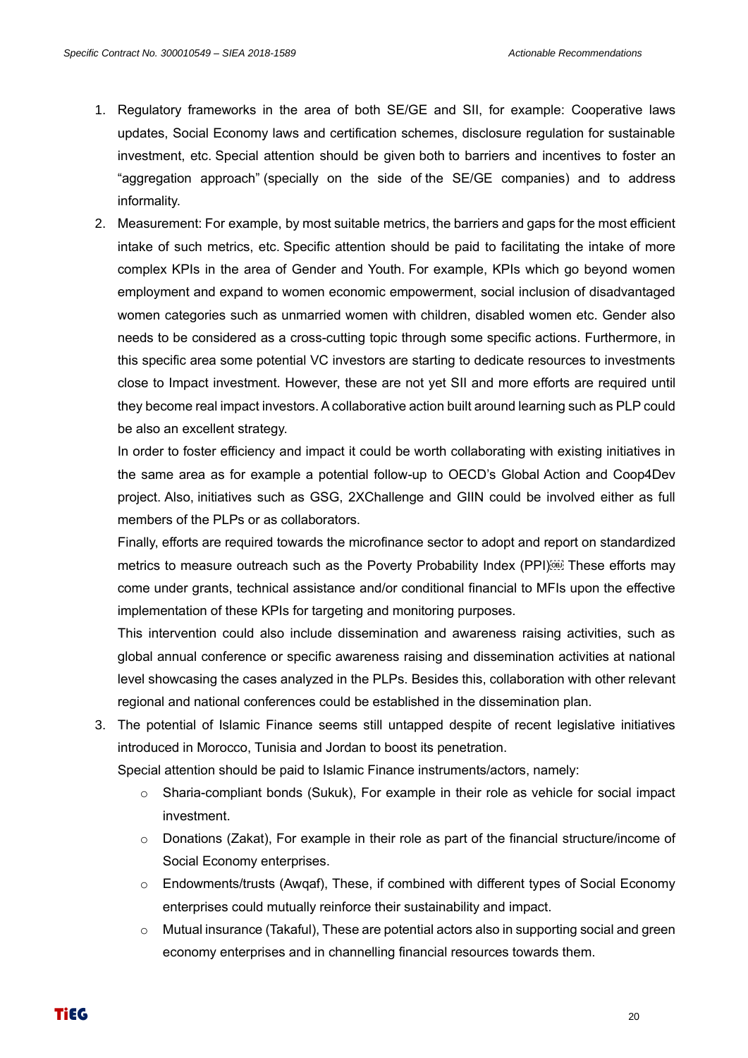1. Regulatory frameworks in the area of both SE/GE and SII, for example: Cooperative laws updates, Social Economy laws and certification schemes, disclosure regulation for sustainable investment, etc. Special attention should be given both to barriers and incentives to foster an "aggregation approach" (specially on the side of the SE/GE companies) and to address informality.
2. Measurement: For example, by most suitable metrics, the barriers and gaps for the most efficient intake of such metrics, etc. Specific attention should be paid to facilitating the intake of more complex KPIs in the area of Gender and Youth. For example, KPIs which go beyond women employment and expand to women economic empowerment, social inclusion of disadvantaged women categories such as unmarried women with children, disabled women etc. Gender also needs to be considered as a cross-cutting topic through some specific actions. Furthermore, in this specific area some potential VC investors are starting to dedicate resources to investments close to Impact investment. However, these are not yet SII and more efforts are required until they become real impact investors. A collaborative action built around learning such as PLP could be also an excellent strategy.

   In order to foster efficiency and impact it could be worth collaborating with existing initiatives in the same area as for example a potential follow-up to OECD's Global Action and Coop4Dev project. Also, initiatives such as GSG, 2XChallenge and GIIN could be involved either as full members of the PLPs or as collaborators.

   Finally, efforts are required towards the microfinance sector to adopt and report on standardized metrics to measure outreach such as the Poverty Probability Index (PPI). These efforts may come under grants, technical assistance and/or conditional financial to MFIs upon the effective implementation of these KPIs for targeting and monitoring purposes.

   This intervention could also include dissemination and awareness raising activities, such as global annual conference or specific awareness raising and dissemination activities at national level showcasing the cases analyzed in the PLPs. Besides this, collaboration with other relevant regional and national conferences could be established in the dissemination plan.
3. The potential of Islamic Finance seems still untapped despite of recent legislative initiatives introduced in Morocco, Tunisia and Jordan to boost its penetration.

   Special attention should be paid to Islamic Finance instruments/actors, namely:

   - Sharia-compliant bonds (Sukuk), For example in their role as vehicle for social impact investment.
   - Donations (Zakat), For example in their role as part of the financial structure/income of Social Economy enterprises.
   - Endowments/trusts (Awqaf), These, if combined with different types of Social Economy enterprises could mutually reinforce their sustainability and impact.
   - Mutual insurance (Takaful), These are potential actors also in supporting social and green economy enterprises and in channelling financial resources towards them.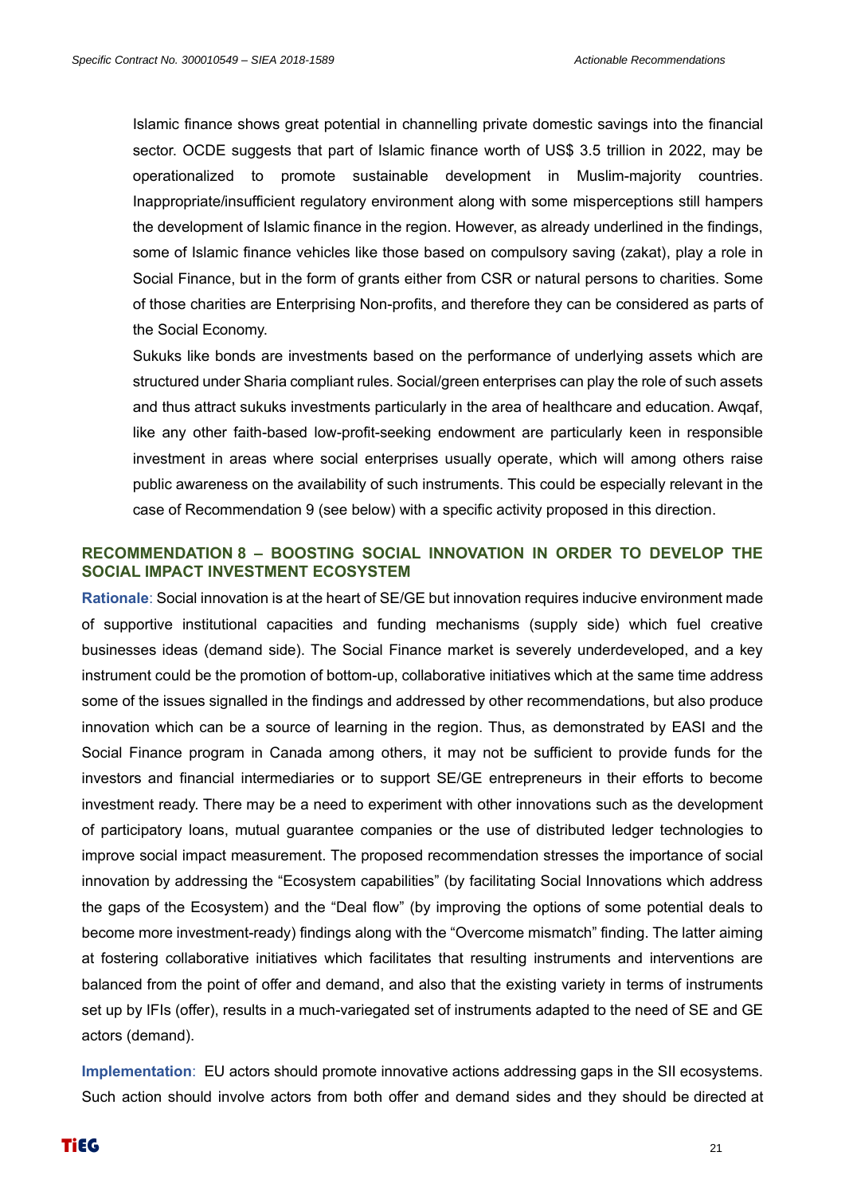Islamic finance shows great potential in channelling private domestic savings into the financial sector. OCDE suggests that part of Islamic finance worth of US$ 3.5 trillion in 2022, may be operationalized to promote sustainable development in Muslim-majority countries. Inappropriate/insufficient regulatory environment along with some misperceptions still hampers the development of Islamic finance in the region. However, as already underlined in the findings, some of Islamic finance vehicles like those based on compulsory saving (zakat), play a role in Social Finance, but in the form of grants either from CSR or natural persons to charities. Some of those charities are Enterprising Non-profits, and therefore they can be considered as parts of the Social Economy.

Sukuks like bonds are investments based on the performance of underlying assets which are structured under Sharia compliant rules. Social/green enterprises can play the role of such assets and thus attract sukuks investments particularly in the area of healthcare and education. Awqaf, like any other faith-based low-profit-seeking endowment are particularly keen in responsible investment in areas where social enterprises usually operate, which will among others raise public awareness on the availability of such instruments. This could be especially relevant in the case of Recommendation 9 (see below) with a specific activity proposed in this direction.

## RECOMMENDATION 8 – BOOSTING SOCIAL INNOVATION IN ORDER TO DEVELOP THE SOCIAL IMPACT INVESTMENT ECOSYSTEM

**Rationale**: Social innovation is at the heart of SE/GE but innovation requires inducive environment made of supportive institutional capacities and funding mechanisms (supply side) which fuel creative businesses ideas (demand side). The Social Finance market is severely underdeveloped, and a key instrument could be the promotion of bottom-up, collaborative initiatives which at the same time address some of the issues signalled in the findings and addressed by other recommendations, but also produce innovation which can be a source of learning in the region. Thus, as demonstrated by EASI and the Social Finance program in Canada among others, it may not be sufficient to provide funds for the investors and financial intermediaries or to support SE/GE entrepreneurs in their efforts to become investment ready. There may be a need to experiment with other innovations such as the development of participatory loans, mutual guarantee companies or the use of distributed ledger technologies to improve social impact measurement. The proposed recommendation stresses the importance of social innovation by addressing the "Ecosystem capabilities" (by facilitating Social Innovations which address the gaps of the Ecosystem) and the "Deal flow" (by improving the options of some potential deals to become more investment-ready) findings along with the "Overcome mismatch" finding. The latter aiming at fostering collaborative initiatives which facilitates that resulting instruments and interventions are balanced from the point of offer and demand, and also that the existing variety in terms of instruments set up by IFIs (offer), results in a much-variegated set of instruments adapted to the need of SE and GE actors (demand).

**Implementation**: EU actors should promote innovative actions addressing gaps in the SII ecosystems. Such action should involve actors from both offer and demand sides and they should be directed at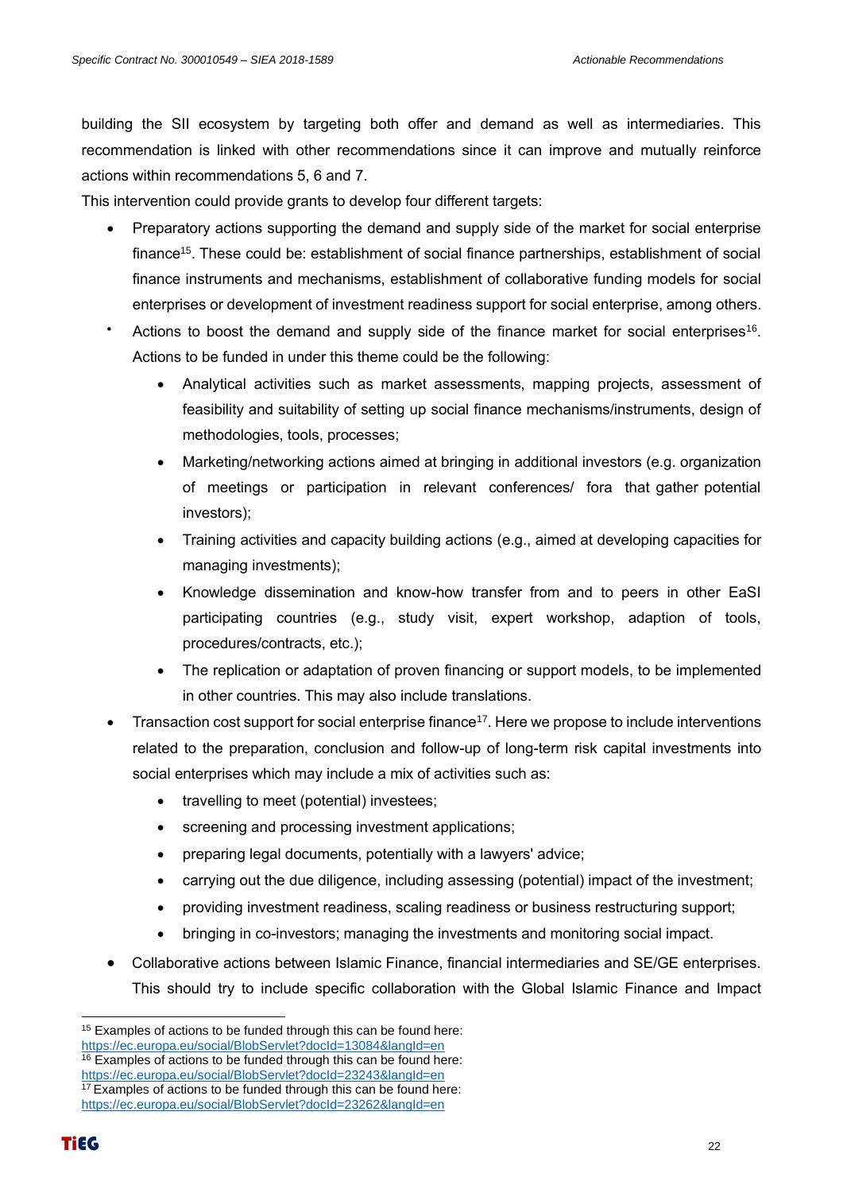building the SII ecosystem by targeting both offer and demand as well as intermediaries. This recommendation is linked with other recommendations since it can improve and mutually reinforce actions within recommendations 5, 6 and 7.

This intervention could provide grants to develop four different targets:

- Preparatory actions supporting the demand and supply side of the market for social enterprise finance[15]. These could be: establishment of social finance partnerships, establishment of social finance instruments and mechanisms, establishment of collaborative funding models for social enterprises or development of investment readiness support for social enterprise, among others.
- Actions to boost the demand and supply side of the finance market for social enterprises[16]. Actions to be funded in under this theme could be the following:
  - Analytical activities such as market assessments, mapping projects, assessment of feasibility and suitability of setting up social finance mechanisms/instruments, design of methodologies, tools, processes;
  - Marketing/networking actions aimed at bringing in additional investors (e.g. organization of meetings or participation in relevant conferences/ fora that gather potential investors);
  - Training activities and capacity building actions (e.g., aimed at developing capacities for managing investments);
  - Knowledge dissemination and know-how transfer from and to peers in other EaSI participating countries (e.g., study visit, expert workshop, adaption of tools, procedures/contracts, etc.);
  - The replication or adaptation of proven financing or support models, to be implemented in other countries. This may also include translations.
- Transaction cost support for social enterprise finance[17]. Here we propose to include interventions related to the preparation, conclusion and follow-up of long-term risk capital investments into social enterprises which may include a mix of activities such as:
  - travelling to meet (potential) investees;
  - screening and processing investment applications;
  - preparing legal documents, potentially with a lawyers' advice;
  - carrying out the due diligence, including assessing (potential) impact of the investment;
  - providing investment readiness, scaling readiness or business restructuring support;
  - bringing in co-investors; managing the investments and monitoring social impact.
- Collaborative actions between Islamic Finance, financial intermediaries and SE/GE enterprises. This should try to include specific collaboration with the Global Islamic Finance and Impact

---

[15] Examples of actions to be funded through this can be found here: https://ec.europa.eu/social/BlobServlet?docId=13084&langId=en

[16] Examples of actions to be funded through this can be found here: https://ec.europa.eu/social/BlobServlet?docId=23243&langId=en

[17] Examples of actions to be funded through this can be found here: https://ec.europa.eu/social/BlobServlet?docId=23262&langId=en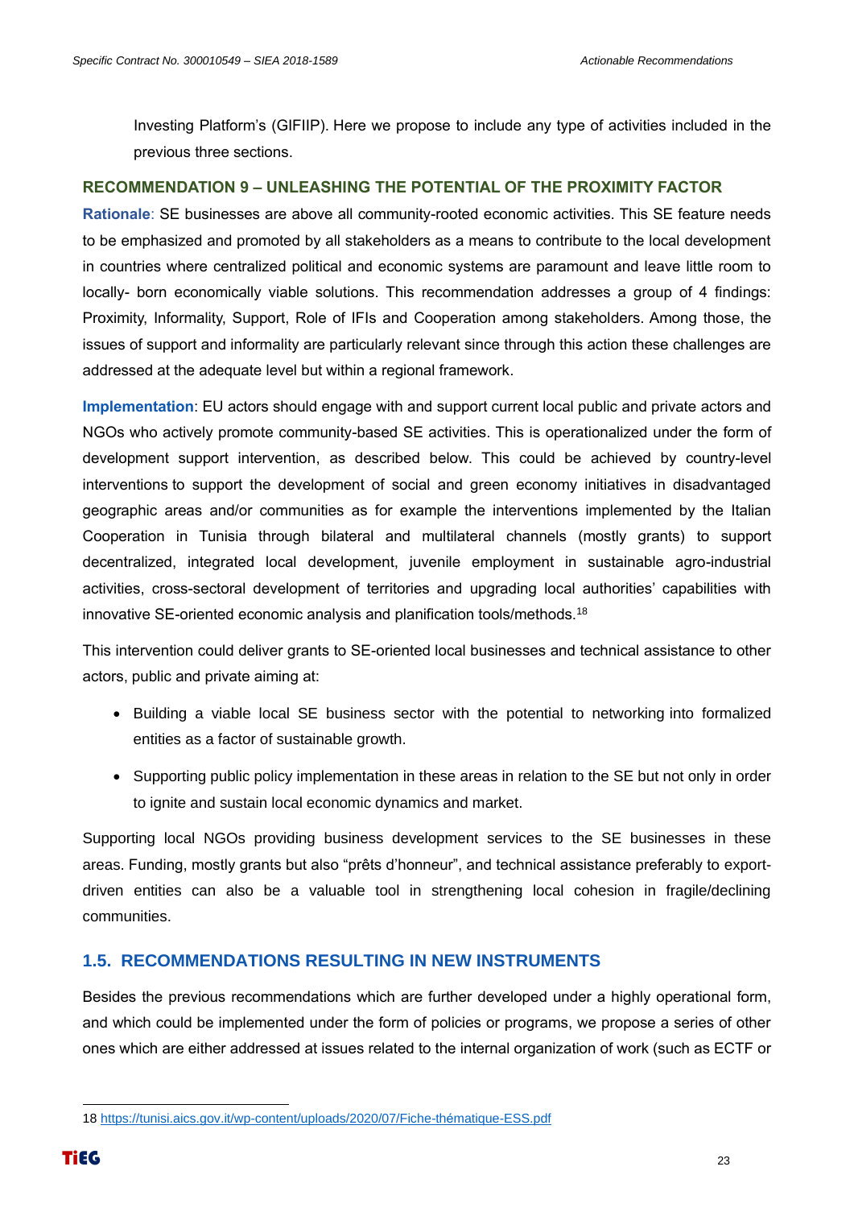Investing Platform's (GIFIIP). Here we propose to include any type of activities included in the previous three sections.

### RECOMMENDATION 9 – UNLEASHING THE POTENTIAL OF THE PROXIMITY FACTOR

**Rationale**: SE businesses are above all community-rooted economic activities. This SE feature needs to be emphasized and promoted by all stakeholders as a means to contribute to the local development in countries where centralized political and economic systems are paramount and leave little room to locally- born economically viable solutions. This recommendation addresses a group of 4 findings: Proximity, Informality, Support, Role of IFIs and Cooperation among stakeholders. Among those, the issues of support and informality are particularly relevant since through this action these challenges are addressed at the adequate level but within a regional framework.

**Implementation**: EU actors should engage with and support current local public and private actors and NGOs who actively promote community-based SE activities. This is operationalized under the form of development support intervention, as described below. This could be achieved by country-level interventions to support the development of social and green economy initiatives in disadvantaged geographic areas and/or communities as for example the interventions implemented by the Italian Cooperation in Tunisia through bilateral and multilateral channels (mostly grants) to support decentralized, integrated local development, juvenile employment in sustainable agro-industrial activities, cross-sectoral development of territories and upgrading local authorities' capabilities with innovative SE-oriented economic analysis and planification tools/methods.[18]

This intervention could deliver grants to SE-oriented local businesses and technical assistance to other actors, public and private aiming at:

- Building a viable local SE business sector with the potential to networking into formalized entities as a factor of sustainable growth.
- Supporting public policy implementation in these areas in relation to the SE but not only in order to ignite and sustain local economic dynamics and market.

Supporting local NGOs providing business development services to the SE businesses in these areas. Funding, mostly grants but also "prêts d'honneur", and technical assistance preferably to export-driven entities can also be a valuable tool in strengthening local cohesion in fragile/declining communities.

## 1.5. RECOMMENDATIONS RESULTING IN NEW INSTRUMENTS

Besides the previous recommendations which are further developed under a highly operational form, and which could be implemented under the form of policies or programs, we propose a series of other ones which are either addressed at issues related to the internal organization of work (such as ECTF or

---

18 https://tunisi.aics.gov.it/wp-content/uploads/2020/07/Fiche-thématique-ESS.pdf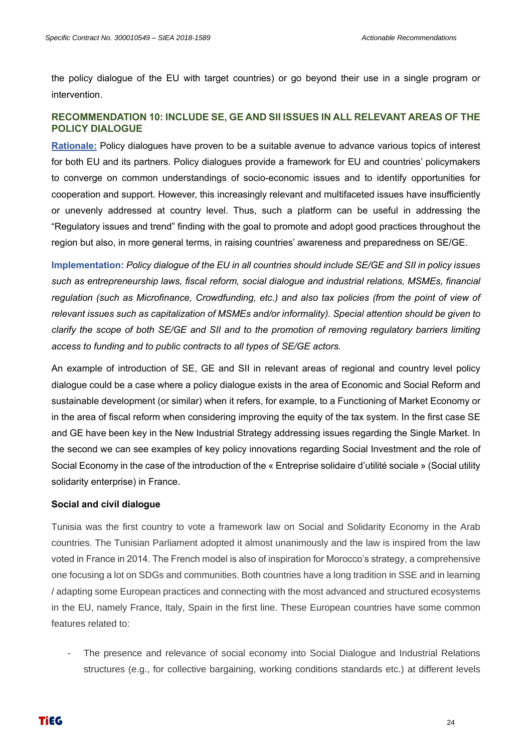the policy dialogue of the EU with target countries) or go beyond their use in a single program or intervention.

### RECOMMENDATION 10: INCLUDE SE, GE AND SII ISSUES IN ALL RELEVANT AREAS OF THE POLICY DIALOGUE

**Rationale:** Policy dialogues have proven to be a suitable avenue to advance various topics of interest for both EU and its partners. Policy dialogues provide a framework for EU and countries' policymakers to converge on common understandings of socio-economic issues and to identify opportunities for cooperation and support. However, this increasingly relevant and multifaceted issues have insufficiently or unevenly addressed at country level. Thus, such a platform can be useful in addressing the "Regulatory issues and trend" finding with the goal to promote and adopt good practices throughout the region but also, in more general terms, in raising countries' awareness and preparedness on SE/GE.

**Implementation:** *Policy dialogue of the EU in all countries should include SE/GE and SII in policy issues such as entrepreneurship laws, fiscal reform, social dialogue and industrial relations, MSMEs, financial regulation (such as Microfinance, Crowdfunding, etc.) and also tax policies (from the point of view of relevant issues such as capitalization of MSMEs and/or informality). Special attention should be given to clarify the scope of both SE/GE and SII and to the promotion of removing regulatory barriers limiting access to funding and to public contracts to all types of SE/GE actors.*

An example of introduction of SE, GE and SII in relevant areas of regional and country level policy dialogue could be a case where a policy dialogue exists in the area of Economic and Social Reform and sustainable development (or similar) when it refers, for example, to a Functioning of Market Economy or in the area of fiscal reform when considering improving the equity of the tax system. In the first case SE and GE have been key in the New Industrial Strategy addressing issues regarding the Single Market. In the second we can see examples of key policy innovations regarding Social Investment and the role of Social Economy in the case of the introduction of the « Entreprise solidaire d'utilité sociale » (Social utility solidarity enterprise) in France.

#### Social and civil dialogue

Tunisia was the first country to vote a framework law on Social and Solidarity Economy in the Arab countries. The Tunisian Parliament adopted it almost unanimously and the law is inspired from the law voted in France in 2014. The French model is also of inspiration for Morocco's strategy, a comprehensive one focusing a lot on SDGs and communities. Both countries have a long tradition in SSE and in learning / adapting some European practices and connecting with the most advanced and structured ecosystems in the EU, namely France, Italy, Spain in the first line. These European countries have some common features related to:

- The presence and relevance of social economy into Social Dialogue and Industrial Relations structures (e.g., for collective bargaining, working conditions standards etc.) at different levels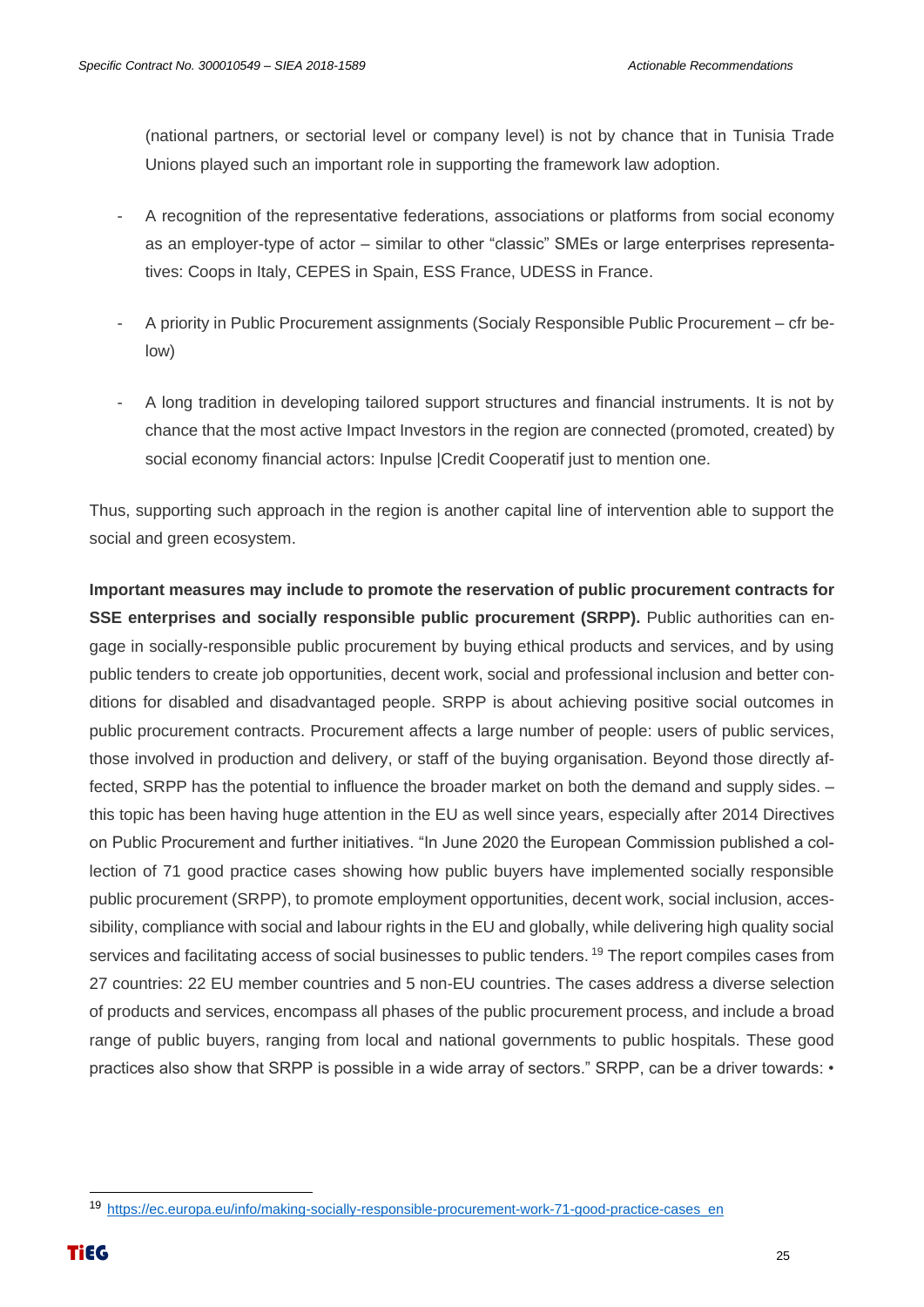(national partners, or sectorial level or company level) is not by chance that in Tunisia Trade Unions played such an important role in supporting the framework law adoption.

- A recognition of the representative federations, associations or platforms from social economy as an employer-type of actor – similar to other "classic" SMEs or large enterprises representatives: Coops in Italy, CEPES in Spain, ESS France, UDESS in France.

- A priority in Public Procurement assignments (Socialy Responsible Public Procurement – cfr below)

- A long tradition in developing tailored support structures and financial instruments. It is not by chance that the most active Impact Investors in the region are connected (promoted, created) by social economy financial actors: Inpulse |Credit Cooperatif just to mention one.

Thus, supporting such approach in the region is another capital line of intervention able to support the social and green ecosystem.

**Important measures may include to promote the reservation of public procurement contracts for SSE enterprises and socially responsible public procurement (SRPP).** Public authorities can engage in socially-responsible public procurement by buying ethical products and services, and by using public tenders to create job opportunities, decent work, social and professional inclusion and better conditions for disabled and disadvantaged people. SRPP is about achieving positive social outcomes in public procurement contracts. Procurement affects a large number of people: users of public services, those involved in production and delivery, or staff of the buying organisation. Beyond those directly affected, SRPP has the potential to influence the broader market on both the demand and supply sides. – this topic has been having huge attention in the EU as well since years, especially after 2014 Directives on Public Procurement and further initiatives. "In June 2020 the European Commission published a collection of 71 good practice cases showing how public buyers have implemented socially responsible public procurement (SRPP), to promote employment opportunities, decent work, social inclusion, accessibility, compliance with social and labour rights in the EU and globally, while delivering high quality social services and facilitating access of social businesses to public tenders. [19] The report compiles cases from 27 countries: 22 EU member countries and 5 non-EU countries. The cases address a diverse selection of products and services, encompass all phases of the public procurement process, and include a broad range of public buyers, ranging from local and national governments to public hospitals. These good practices also show that SRPP is possible in a wide array of sectors." SRPP, can be a driver towards: •

---

[19] https://ec.europa.eu/info/making-socially-responsible-procurement-work-71-good-practice-cases_en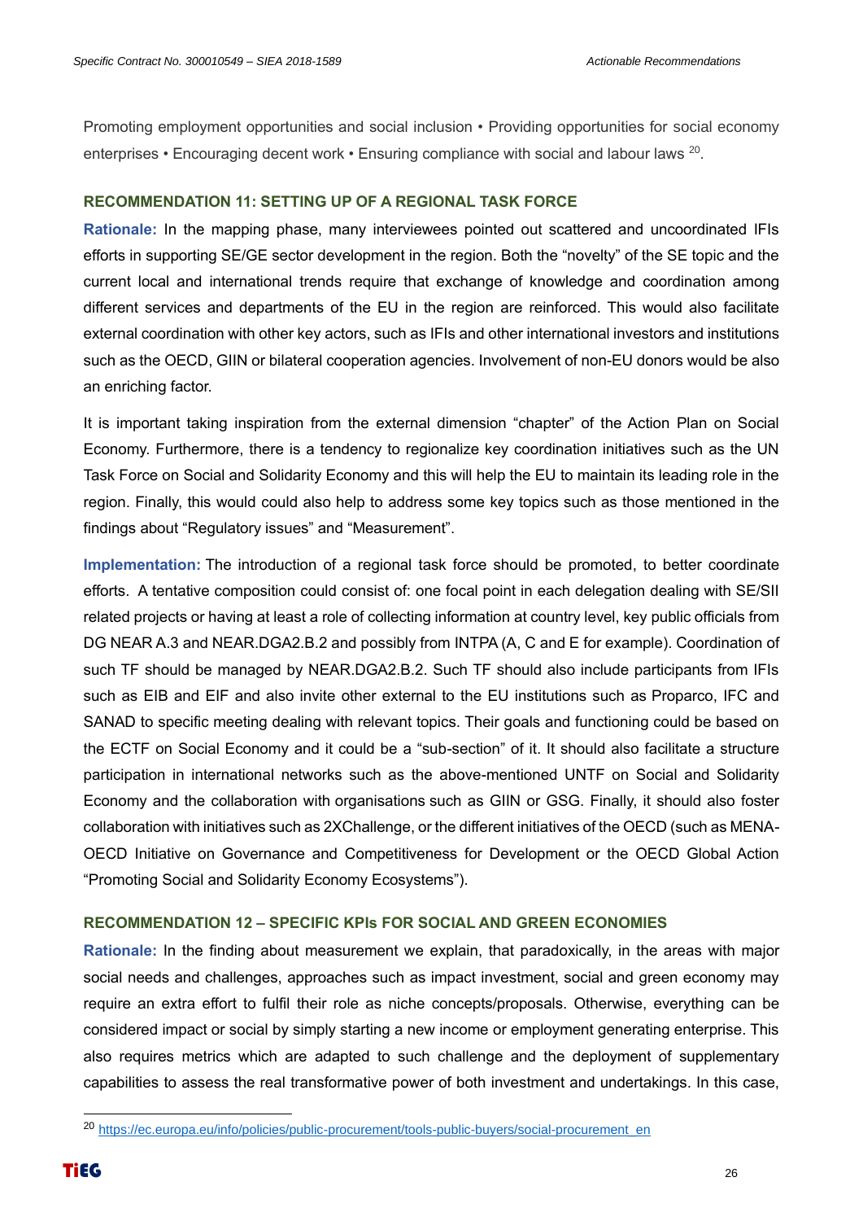Promoting employment opportunities and social inclusion • Providing opportunities for social economy enterprises • Encouraging decent work • Ensuring compliance with social and labour laws [20].

### RECOMMENDATION 11: SETTING UP OF A REGIONAL TASK FORCE

**Rationale:** In the mapping phase, many interviewees pointed out scattered and uncoordinated IFIs efforts in supporting SE/GE sector development in the region. Both the "novelty" of the SE topic and the current local and international trends require that exchange of knowledge and coordination among different services and departments of the EU in the region are reinforced. This would also facilitate external coordination with other key actors, such as IFIs and other international investors and institutions such as the OECD, GIIN or bilateral cooperation agencies. Involvement of non-EU donors would be also an enriching factor.

It is important taking inspiration from the external dimension "chapter" of the Action Plan on Social Economy. Furthermore, there is a tendency to regionalize key coordination initiatives such as the UN Task Force on Social and Solidarity Economy and this will help the EU to maintain its leading role in the region. Finally, this would could also help to address some key topics such as those mentioned in the findings about "Regulatory issues" and "Measurement".

**Implementation:** The introduction of a regional task force should be promoted, to better coordinate efforts. A tentative composition could consist of: one focal point in each delegation dealing with SE/SII related projects or having at least a role of collecting information at country level, key public officials from DG NEAR A.3 and NEAR.DGA2.B.2 and possibly from INTPA (A, C and E for example). Coordination of such TF should be managed by NEAR.DGA2.B.2. Such TF should also include participants from IFIs such as EIB and EIF and also invite other external to the EU institutions such as Proparco, IFC and SANAD to specific meeting dealing with relevant topics. Their goals and functioning could be based on the ECTF on Social Economy and it could be a "sub-section" of it. It should also facilitate a structure participation in international networks such as the above-mentioned UNTF on Social and Solidarity Economy and the collaboration with organisations such as GIIN or GSG. Finally, it should also foster collaboration with initiatives such as 2XChallenge, or the different initiatives of the OECD (such as MENA-OECD Initiative on Governance and Competitiveness for Development or the OECD Global Action "Promoting Social and Solidarity Economy Ecosystems").

### RECOMMENDATION 12 – SPECIFIC KPIs FOR SOCIAL AND GREEN ECONOMIES

**Rationale:** In the finding about measurement we explain, that paradoxically, in the areas with major social needs and challenges, approaches such as impact investment, social and green economy may require an extra effort to fulfil their role as niche concepts/proposals. Otherwise, everything can be considered impact or social by simply starting a new income or employment generating enterprise. This also requires metrics which are adapted to such challenge and the deployment of supplementary capabilities to assess the real transformative power of both investment and undertakings. In this case,

---

[20] https://ec.europa.eu/info/policies/public-procurement/tools-public-buyers/social-procurement_en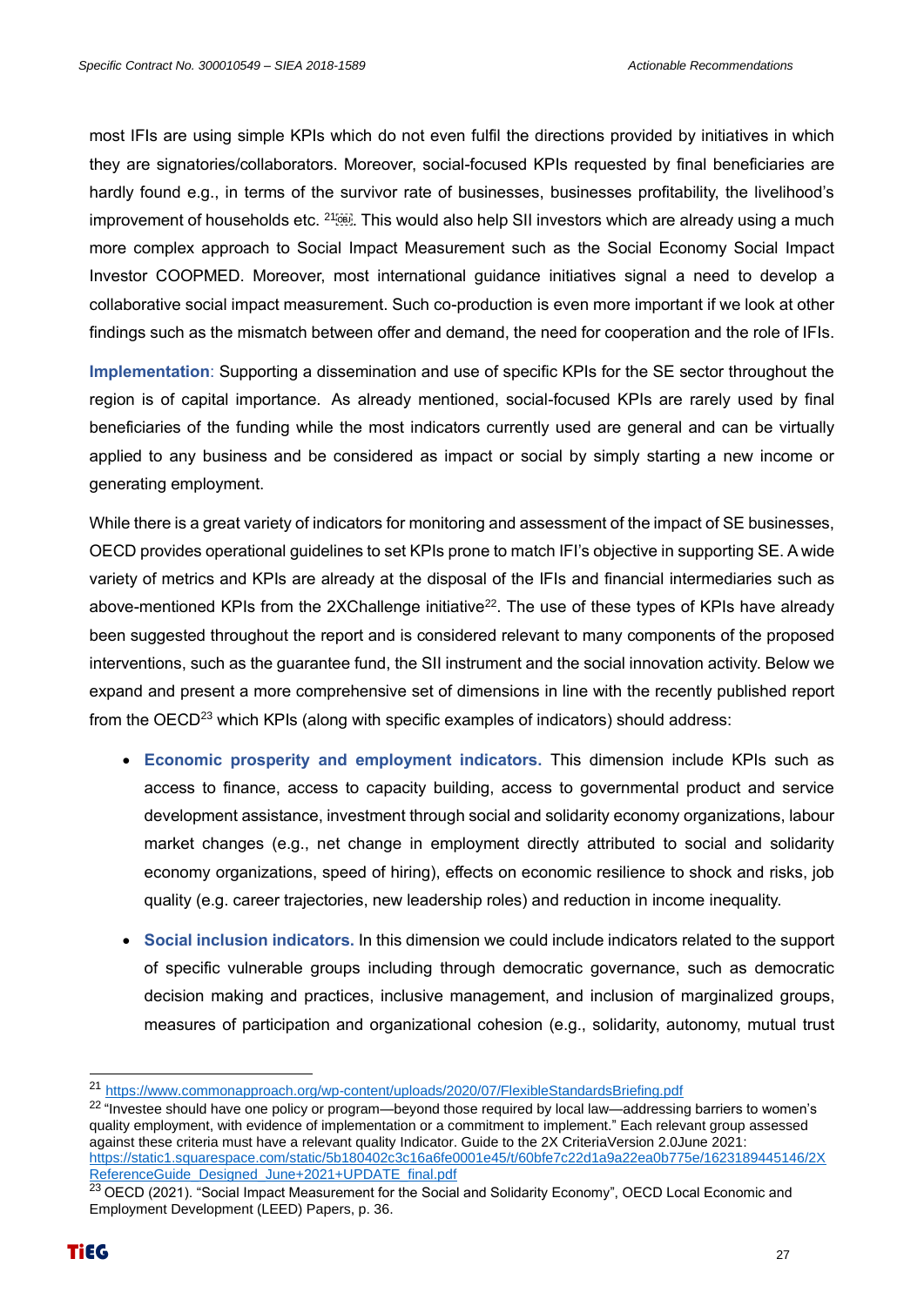most IFIs are using simple KPIs which do not even fulfil the directions provided by initiatives in which they are signatories/collaborators. Moreover, social-focused KPIs requested by final beneficiaries are hardly found e.g., in terms of the survivor rate of businesses, businesses profitability, the livelihood's improvement of households etc. [21]. This would also help SII investors which are already using a much more complex approach to Social Impact Measurement such as the Social Economy Social Impact Investor COOPMED. Moreover, most international guidance initiatives signal a need to develop a collaborative social impact measurement. Such co-production is even more important if we look at other findings such as the mismatch between offer and demand, the need for cooperation and the role of IFIs.

**Implementation**: Supporting a dissemination and use of specific KPIs for the SE sector throughout the region is of capital importance. As already mentioned, social-focused KPIs are rarely used by final beneficiaries of the funding while the most indicators currently used are general and can be virtually applied to any business and be considered as impact or social by simply starting a new income or generating employment.

While there is a great variety of indicators for monitoring and assessment of the impact of SE businesses, OECD provides operational guidelines to set KPIs prone to match IFI's objective in supporting SE. A wide variety of metrics and KPIs are already at the disposal of the IFIs and financial intermediaries such as above-mentioned KPIs from the 2XChallenge initiative[22]. The use of these types of KPIs have already been suggested throughout the report and is considered relevant to many components of the proposed interventions, such as the guarantee fund, the SII instrument and the social innovation activity. Below we expand and present a more comprehensive set of dimensions in line with the recently published report from the OECD[23] which KPIs (along with specific examples of indicators) should address:

- **Economic prosperity and employment indicators.** This dimension include KPIs such as access to finance, access to capacity building, access to governmental product and service development assistance, investment through social and solidarity economy organizations, labour market changes (e.g., net change in employment directly attributed to social and solidarity economy organizations, speed of hiring), effects on economic resilience to shock and risks, job quality (e.g. career trajectories, new leadership roles) and reduction in income inequality.
- **Social inclusion indicators.** In this dimension we could include indicators related to the support of specific vulnerable groups including through democratic governance, such as democratic decision making and practices, inclusive management, and inclusion of marginalized groups, measures of participation and organizational cohesion (e.g., solidarity, autonomy, mutual trust

---

[21] https://www.commonapproach.org/wp-content/uploads/2020/07/FlexibleStandardsBriefing.pdf

[22] "Investee should have one policy or program—beyond those required by local law—addressing barriers to women's quality employment, with evidence of implementation or a commitment to implement." Each relevant group assessed against these criteria must have a relevant quality Indicator. Guide to the 2X CriteriaVersion 2.0June 2021: https://static1.squarespace.com/static/5b180402c3c16a6fe0001e45/t/60bfe7c22d1a9a22ea0b775e/1623189445146/2X ReferenceGuide_Designed_June+2021+UPDATE_final.pdf

[23] OECD (2021). "Social Impact Measurement for the Social and Solidarity Economy", OECD Local Economic and Employment Development (LEED) Papers, p. 36.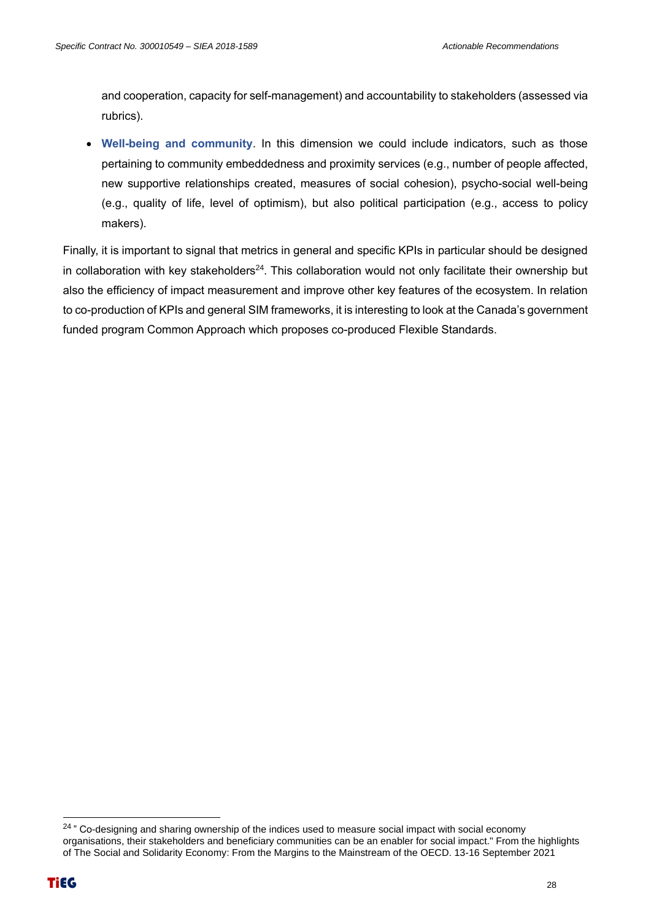and cooperation, capacity for self-management) and accountability to stakeholders (assessed via rubrics).

- **Well-being and community**. In this dimension we could include indicators, such as those pertaining to community embeddedness and proximity services (e.g., number of people affected, new supportive relationships created, measures of social cohesion), psycho-social well-being (e.g., quality of life, level of optimism), but also political participation (e.g., access to policy makers).

Finally, it is important to signal that metrics in general and specific KPIs in particular should be designed in collaboration with key stakeholders[24]. This collaboration would not only facilitate their ownership but also the efficiency of impact measurement and improve other key features of the ecosystem. In relation to co-production of KPIs and general SIM frameworks, it is interesting to look at the Canada's government funded program Common Approach which proposes co-produced Flexible Standards.

[24] " Co-designing and sharing ownership of the indices used to measure social impact with social economy organisations, their stakeholders and beneficiary communities can be an enabler for social impact." From the highlights of The Social and Solidarity Economy: From the Margins to the Mainstream of the OECD. 13-16 September 2021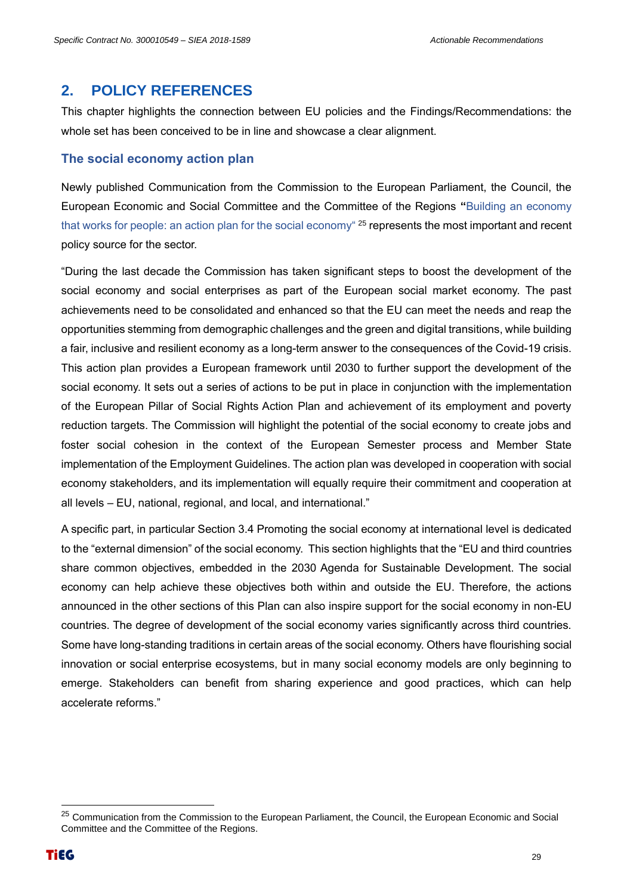## 2. POLICY REFERENCES

This chapter highlights the connection between EU policies and the Findings/Recommendations: the whole set has been conceived to be in line and showcase a clear alignment.

### The social economy action plan

Newly published Communication from the Commission to the European Parliament, the Council, the European Economic and Social Committee and the Committee of the Regions **"**Building an economy that works for people: an action plan for the social economy" [25] represents the most important and recent policy source for the sector.

"During the last decade the Commission has taken significant steps to boost the development of the social economy and social enterprises as part of the European social market economy. The past achievements need to be consolidated and enhanced so that the EU can meet the needs and reap the opportunities stemming from demographic challenges and the green and digital transitions, while building a fair, inclusive and resilient economy as a long-term answer to the consequences of the Covid-19 crisis. This action plan provides a European framework until 2030 to further support the development of the social economy. It sets out a series of actions to be put in place in conjunction with the implementation of the European Pillar of Social Rights Action Plan and achievement of its employment and poverty reduction targets. The Commission will highlight the potential of the social economy to create jobs and foster social cohesion in the context of the European Semester process and Member State implementation of the Employment Guidelines. The action plan was developed in cooperation with social economy stakeholders, and its implementation will equally require their commitment and cooperation at all levels – EU, national, regional, and local, and international."

A specific part, in particular Section 3.4 Promoting the social economy at international level is dedicated to the "external dimension" of the social economy. This section highlights that the "EU and third countries share common objectives, embedded in the 2030 Agenda for Sustainable Development. The social economy can help achieve these objectives both within and outside the EU. Therefore, the actions announced in the other sections of this Plan can also inspire support for the social economy in non-EU countries. The degree of development of the social economy varies significantly across third countries. Some have long-standing traditions in certain areas of the social economy. Others have flourishing social innovation or social enterprise ecosystems, but in many social economy models are only beginning to emerge. Stakeholders can benefit from sharing experience and good practices, which can help accelerate reforms."

---

[25] Communication from the Commission to the European Parliament, the Council, the European Economic and Social Committee and the Committee of the Regions.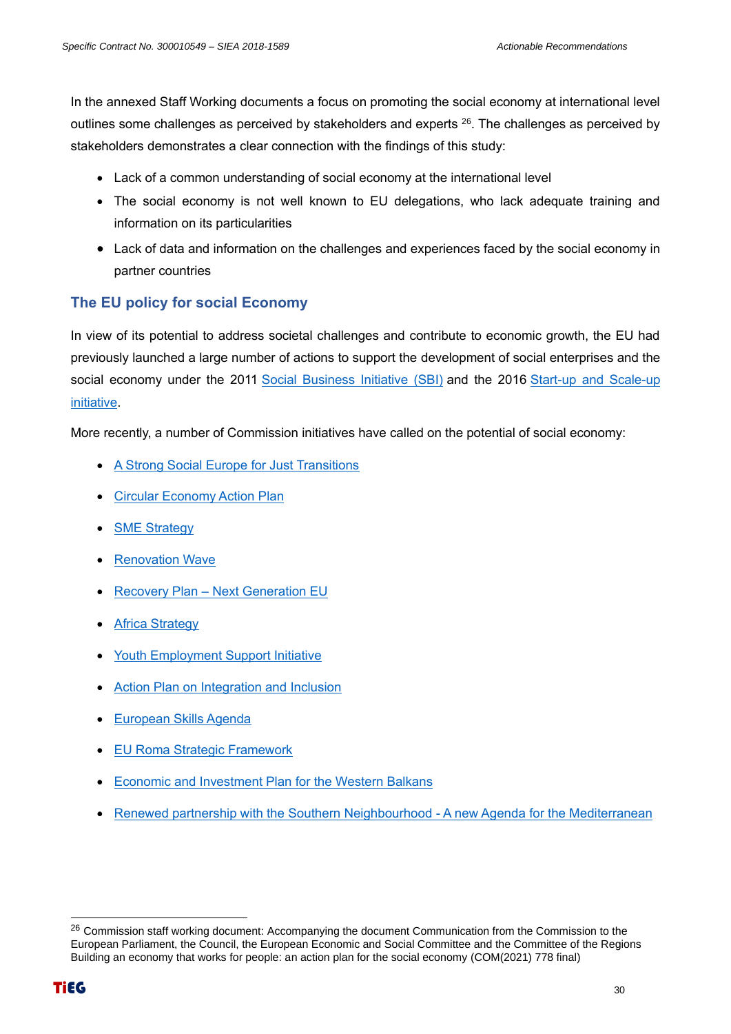In the annexed Staff Working documents a focus on promoting the social economy at international level outlines some challenges as perceived by stakeholders and experts [26]. The challenges as perceived by stakeholders demonstrates a clear connection with the findings of this study:

- Lack of a common understanding of social economy at the international level
- The social economy is not well known to EU delegations, who lack adequate training and information on its particularities
- Lack of data and information on the challenges and experiences faced by the social economy in partner countries

## The EU policy for social Economy

In view of its potential to address societal challenges and contribute to economic growth, the EU had previously launched a large number of actions to support the development of social enterprises and the social economy under the 2011 Social Business Initiative (SBI) and the 2016 Start-up and Scale-up initiative.

More recently, a number of Commission initiatives have called on the potential of social economy:

- A Strong Social Europe for Just Transitions
- Circular Economy Action Plan
- SME Strategy
- Renovation Wave
- Recovery Plan – Next Generation EU
- Africa Strategy
- Youth Employment Support Initiative
- Action Plan on Integration and Inclusion
- European Skills Agenda
- EU Roma Strategic Framework
- Economic and Investment Plan for the Western Balkans
- Renewed partnership with the Southern Neighbourhood - A new Agenda for the Mediterranean

[26] Commission staff working document: Accompanying the document Communication from the Commission to the European Parliament, the Council, the European Economic and Social Committee and the Committee of the Regions Building an economy that works for people: an action plan for the social economy (COM(2021) 778 final)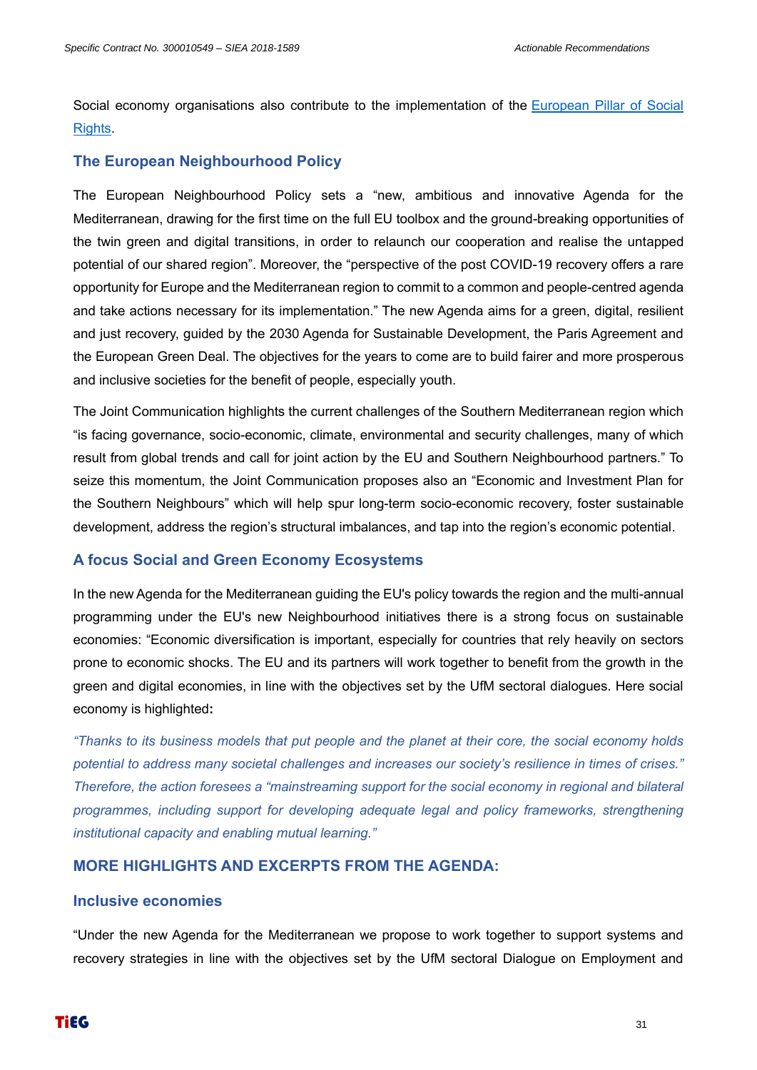Social economy organisations also contribute to the implementation of the [European Pillar of Social Rights](#).

## The European Neighbourhood Policy

The European Neighbourhood Policy sets a "new, ambitious and innovative Agenda for the Mediterranean, drawing for the first time on the full EU toolbox and the ground-breaking opportunities of the twin green and digital transitions, in order to relaunch our cooperation and realise the untapped potential of our shared region". Moreover, the "perspective of the post COVID-19 recovery offers a rare opportunity for Europe and the Mediterranean region to commit to a common and people-centred agenda and take actions necessary for its implementation." The new Agenda aims for a green, digital, resilient and just recovery, guided by the 2030 Agenda for Sustainable Development, the Paris Agreement and the European Green Deal. The objectives for the years to come are to build fairer and more prosperous and inclusive societies for the benefit of people, especially youth.

The Joint Communication highlights the current challenges of the Southern Mediterranean region which "is facing governance, socio-economic, climate, environmental and security challenges, many of which result from global trends and call for joint action by the EU and Southern Neighbourhood partners." To seize this momentum, the Joint Communication proposes also an "Economic and Investment Plan for the Southern Neighbours" which will help spur long-term socio-economic recovery, foster sustainable development, address the region's structural imbalances, and tap into the region's economic potential.

## A focus Social and Green Economy Ecosystems

In the new Agenda for the Mediterranean guiding the EU's policy towards the region and the multi-annual programming under the EU's new Neighbourhood initiatives there is a strong focus on sustainable economies: "Economic diversification is important, especially for countries that rely heavily on sectors prone to economic shocks. The EU and its partners will work together to benefit from the growth in the green and digital economies, in line with the objectives set by the UfM sectoral dialogues. Here social economy is highlighted**:**

*"Thanks to its business models that put people and the planet at their core, the social economy holds potential to address many societal challenges and increases our society's resilience in times of crises." Therefore, the action foresees a "mainstreaming support for the social economy in regional and bilateral programmes, including support for developing adequate legal and policy frameworks, strengthening institutional capacity and enabling mutual learning."*

## MORE HIGHLIGHTS AND EXCERPTS FROM THE AGENDA:

### Inclusive economies

"Under the new Agenda for the Mediterranean we propose to work together to support systems and recovery strategies in line with the objectives set by the UfM sectoral Dialogue on Employment and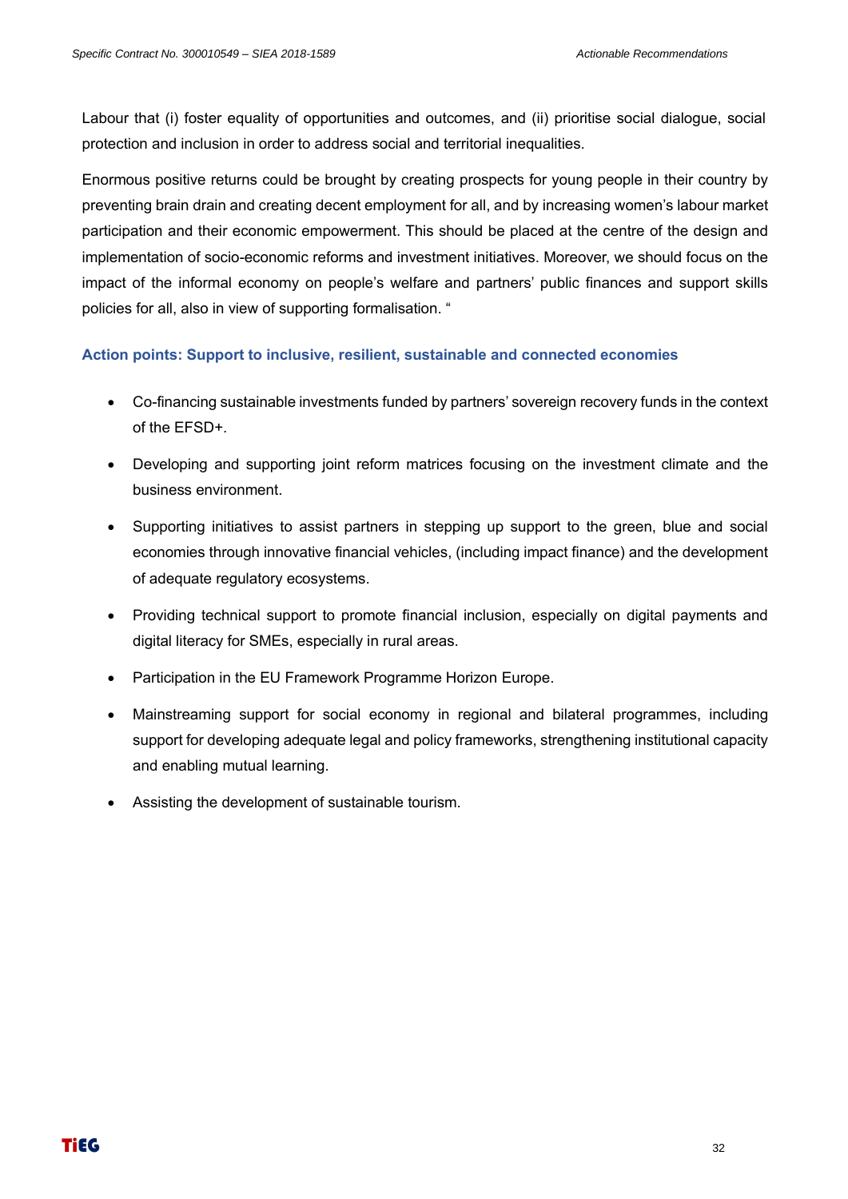Labour that (i) foster equality of opportunities and outcomes, and (ii) prioritise social dialogue, social protection and inclusion in order to address social and territorial inequalities.

Enormous positive returns could be brought by creating prospects for young people in their country by preventing brain drain and creating decent employment for all, and by increasing women's labour market participation and their economic empowerment. This should be placed at the centre of the design and implementation of socio-economic reforms and investment initiatives. Moreover, we should focus on the impact of the informal economy on people's welfare and partners' public finances and support skills policies for all, also in view of supporting formalisation. "

### Action points: Support to inclusive, resilient, sustainable and connected economies

- Co-financing sustainable investments funded by partners' sovereign recovery funds in the context of the EFSD+.
- Developing and supporting joint reform matrices focusing on the investment climate and the business environment.
- Supporting initiatives to assist partners in stepping up support to the green, blue and social economies through innovative financial vehicles, (including impact finance) and the development of adequate regulatory ecosystems.
- Providing technical support to promote financial inclusion, especially on digital payments and digital literacy for SMEs, especially in rural areas.
- Participation in the EU Framework Programme Horizon Europe.
- Mainstreaming support for social economy in regional and bilateral programmes, including support for developing adequate legal and policy frameworks, strengthening institutional capacity and enabling mutual learning.
- Assisting the development of sustainable tourism.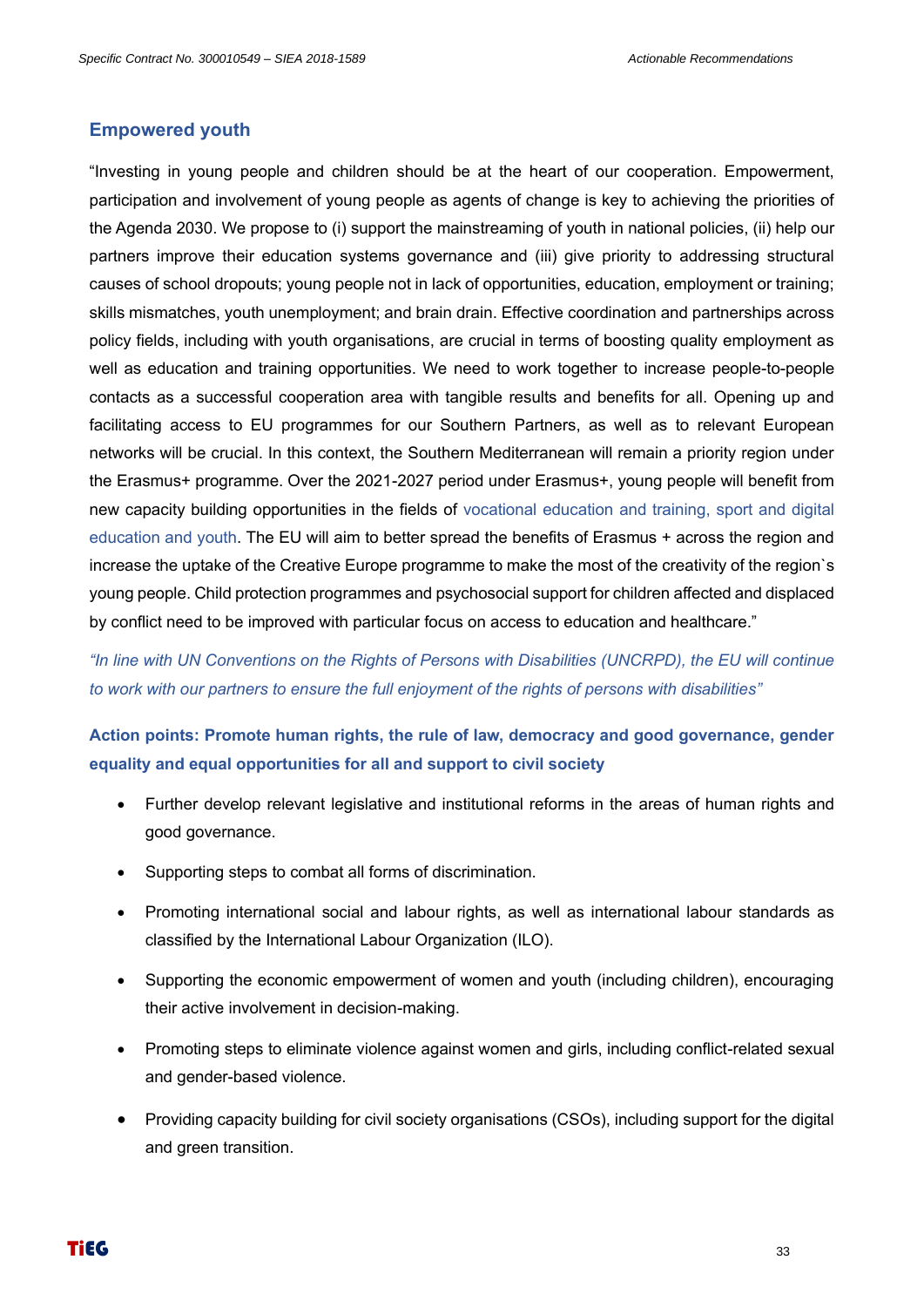## Empowered youth

"Investing in young people and children should be at the heart of our cooperation. Empowerment, participation and involvement of young people as agents of change is key to achieving the priorities of the Agenda 2030. We propose to (i) support the mainstreaming of youth in national policies, (ii) help our partners improve their education systems governance and (iii) give priority to addressing structural causes of school dropouts; young people not in lack of opportunities, education, employment or training; skills mismatches, youth unemployment; and brain drain. Effective coordination and partnerships across policy fields, including with youth organisations, are crucial in terms of boosting quality employment as well as education and training opportunities. We need to work together to increase people-to-people contacts as a successful cooperation area with tangible results and benefits for all. Opening up and facilitating access to EU programmes for our Southern Partners, as well as to relevant European networks will be crucial. In this context, the Southern Mediterranean will remain a priority region under the Erasmus+ programme. Over the 2021-2027 period under Erasmus+, young people will benefit from new capacity building opportunities in the fields of vocational education and training, sport and digital education and youth. The EU will aim to better spread the benefits of Erasmus + across the region and increase the uptake of the Creative Europe programme to make the most of the creativity of the region`s young people. Child protection programmes and psychosocial support for children affected and displaced by conflict need to be improved with particular focus on access to education and healthcare."

*"In line with UN Conventions on the Rights of Persons with Disabilities (UNCRPD), the EU will continue to work with our partners to ensure the full enjoyment of the rights of persons with disabilities"*

### Action points: Promote human rights, the rule of law, democracy and good governance, gender equality and equal opportunities for all and support to civil society

- Further develop relevant legislative and institutional reforms in the areas of human rights and good governance.
- Supporting steps to combat all forms of discrimination.
- Promoting international social and labour rights, as well as international labour standards as classified by the International Labour Organization (ILO).
- Supporting the economic empowerment of women and youth (including children), encouraging their active involvement in decision-making.
- Promoting steps to eliminate violence against women and girls, including conflict-related sexual and gender-based violence.
- Providing capacity building for civil society organisations (CSOs), including support for the digital and green transition.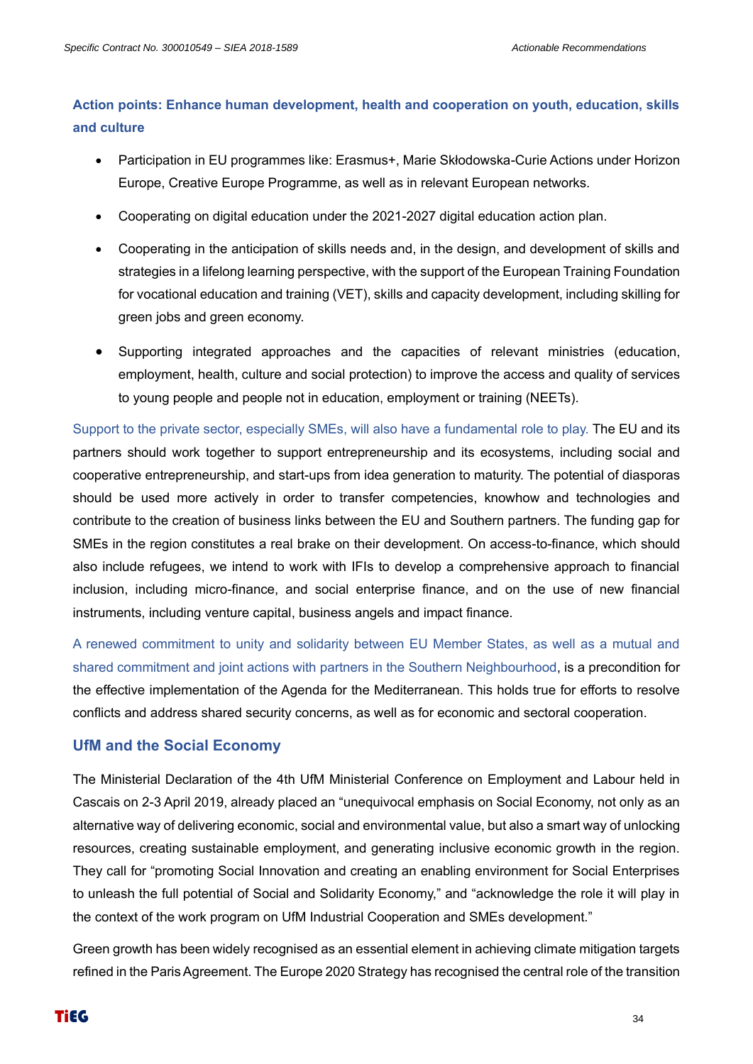### Action points: Enhance human development, health and cooperation on youth, education, skills and culture

- Participation in EU programmes like: Erasmus+, Marie Skłodowska-Curie Actions under Horizon Europe, Creative Europe Programme, as well as in relevant European networks.
- Cooperating on digital education under the 2021-2027 digital education action plan.
- Cooperating in the anticipation of skills needs and, in the design, and development of skills and strategies in a lifelong learning perspective, with the support of the European Training Foundation for vocational education and training (VET), skills and capacity development, including skilling for green jobs and green economy.
- Supporting integrated approaches and the capacities of relevant ministries (education, employment, health, culture and social protection) to improve the access and quality of services to young people and people not in education, employment or training (NEETs).

Support to the private sector, especially SMEs, will also have a fundamental role to play. The EU and its partners should work together to support entrepreneurship and its ecosystems, including social and cooperative entrepreneurship, and start-ups from idea generation to maturity. The potential of diasporas should be used more actively in order to transfer competencies, knowhow and technologies and contribute to the creation of business links between the EU and Southern partners. The funding gap for SMEs in the region constitutes a real brake on their development. On access-to-finance, which should also include refugees, we intend to work with IFIs to develop a comprehensive approach to financial inclusion, including micro-finance, and social enterprise finance, and on the use of new financial instruments, including venture capital, business angels and impact finance.

A renewed commitment to unity and solidarity between EU Member States, as well as a mutual and shared commitment and joint actions with partners in the Southern Neighbourhood, is a precondition for the effective implementation of the Agenda for the Mediterranean. This holds true for efforts to resolve conflicts and address shared security concerns, as well as for economic and sectoral cooperation.

## UfM and the Social Economy

The Ministerial Declaration of the 4th UfM Ministerial Conference on Employment and Labour held in Cascais on 2-3 April 2019, already placed an "unequivocal emphasis on Social Economy, not only as an alternative way of delivering economic, social and environmental value, but also a smart way of unlocking resources, creating sustainable employment, and generating inclusive economic growth in the region. They call for "promoting Social Innovation and creating an enabling environment for Social Enterprises to unleash the full potential of Social and Solidarity Economy," and "acknowledge the role it will play in the context of the work program on UfM Industrial Cooperation and SMEs development."

Green growth has been widely recognised as an essential element in achieving climate mitigation targets refined in the Paris Agreement. The Europe 2020 Strategy has recognised the central role of the transition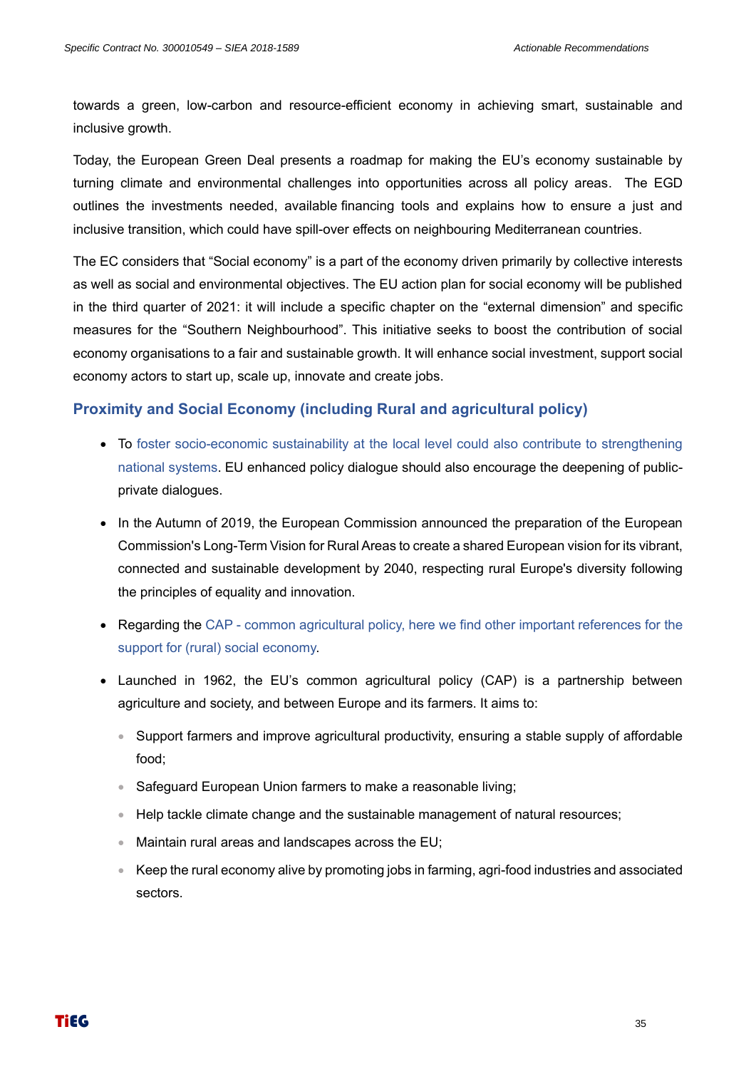towards a green, low-carbon and resource-efficient economy in achieving smart, sustainable and inclusive growth.

Today, the European Green Deal presents a roadmap for making the EU's economy sustainable by turning climate and environmental challenges into opportunities across all policy areas. The EGD outlines the investments needed, available financing tools and explains how to ensure a just and inclusive transition, which could have spill-over effects on neighbouring Mediterranean countries.

The EC considers that "Social economy" is a part of the economy driven primarily by collective interests as well as social and environmental objectives. The EU action plan for social economy will be published in the third quarter of 2021: it will include a specific chapter on the "external dimension" and specific measures for the "Southern Neighbourhood". This initiative seeks to boost the contribution of social economy organisations to a fair and sustainable growth. It will enhance social investment, support social economy actors to start up, scale up, innovate and create jobs.

## Proximity and Social Economy (including Rural and agricultural policy)

- To foster socio-economic sustainability at the local level could also contribute to strengthening national systems. EU enhanced policy dialogue should also encourage the deepening of public-private dialogues.
- In the Autumn of 2019, the European Commission announced the preparation of the European Commission's Long-Term Vision for Rural Areas to create a shared European vision for its vibrant, connected and sustainable development by 2040, respecting rural Europe's diversity following the principles of equality and innovation.
- Regarding the CAP - common agricultural policy, here we find other important references for the support for (rural) social economy.
- Launched in 1962, the EU's common agricultural policy (CAP) is a partnership between agriculture and society, and between Europe and its farmers. It aims to:
  - Support farmers and improve agricultural productivity, ensuring a stable supply of affordable food;
  - Safeguard European Union farmers to make a reasonable living;
  - Help tackle climate change and the sustainable management of natural resources;
  - Maintain rural areas and landscapes across the EU;
  - Keep the rural economy alive by promoting jobs in farming, agri-food industries and associated sectors.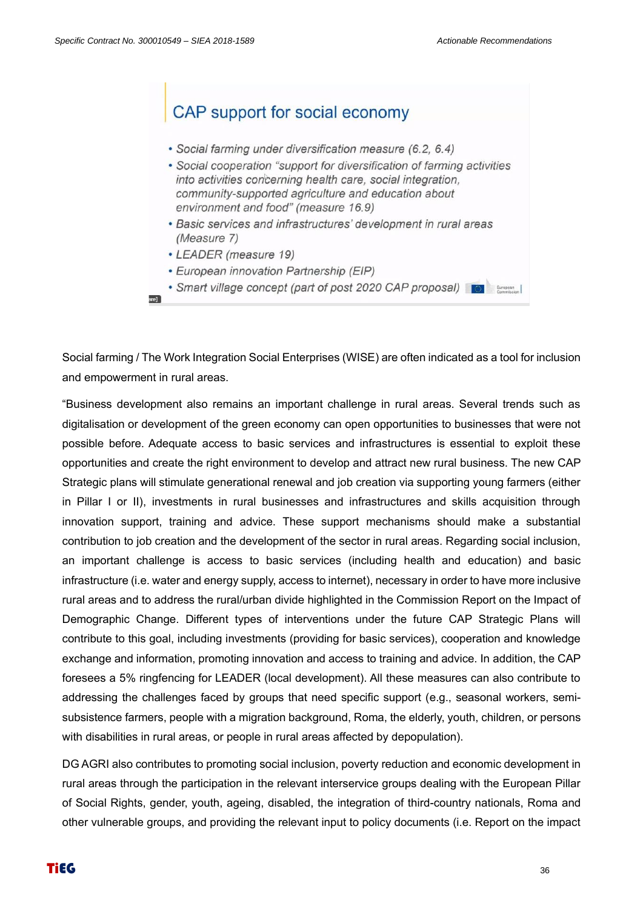## CAP support for social economy

- *Social farming under diversification measure (6.2, 6.4)*
- *Social cooperation "support for diversification of farming activities into activities concerning health care, social integration, community-supported agriculture and education about environment and food" (measure 16.9)*
- *Basic services and infrastructures' development in rural areas (Measure 7)*
- *LEADER (measure 19)*
- *European innovation Partnership (EIP)*
- *Smart village concept (part of post 2020 CAP proposal)*

Social farming / The Work Integration Social Enterprises (WISE) are often indicated as a tool for inclusion and empowerment in rural areas.

"Business development also remains an important challenge in rural areas. Several trends such as digitalisation or development of the green economy can open opportunities to businesses that were not possible before. Adequate access to basic services and infrastructures is essential to exploit these opportunities and create the right environment to develop and attract new rural business. The new CAP Strategic plans will stimulate generational renewal and job creation via supporting young farmers (either in Pillar I or II), investments in rural businesses and infrastructures and skills acquisition through innovation support, training and advice. These support mechanisms should make a substantial contribution to job creation and the development of the sector in rural areas. Regarding social inclusion, an important challenge is access to basic services (including health and education) and basic infrastructure (i.e. water and energy supply, access to internet), necessary in order to have more inclusive rural areas and to address the rural/urban divide highlighted in the Commission Report on the Impact of Demographic Change. Different types of interventions under the future CAP Strategic Plans will contribute to this goal, including investments (providing for basic services), cooperation and knowledge exchange and information, promoting innovation and access to training and advice. In addition, the CAP foresees a 5% ringfencing for LEADER (local development). All these measures can also contribute to addressing the challenges faced by groups that need specific support (e.g., seasonal workers, semi-subsistence farmers, people with a migration background, Roma, the elderly, youth, children, or persons with disabilities in rural areas, or people in rural areas affected by depopulation).

DG AGRI also contributes to promoting social inclusion, poverty reduction and economic development in rural areas through the participation in the relevant interservice groups dealing with the European Pillar of Social Rights, gender, youth, ageing, disabled, the integration of third-country nationals, Roma and other vulnerable groups, and providing the relevant input to policy documents (i.e. Report on the impact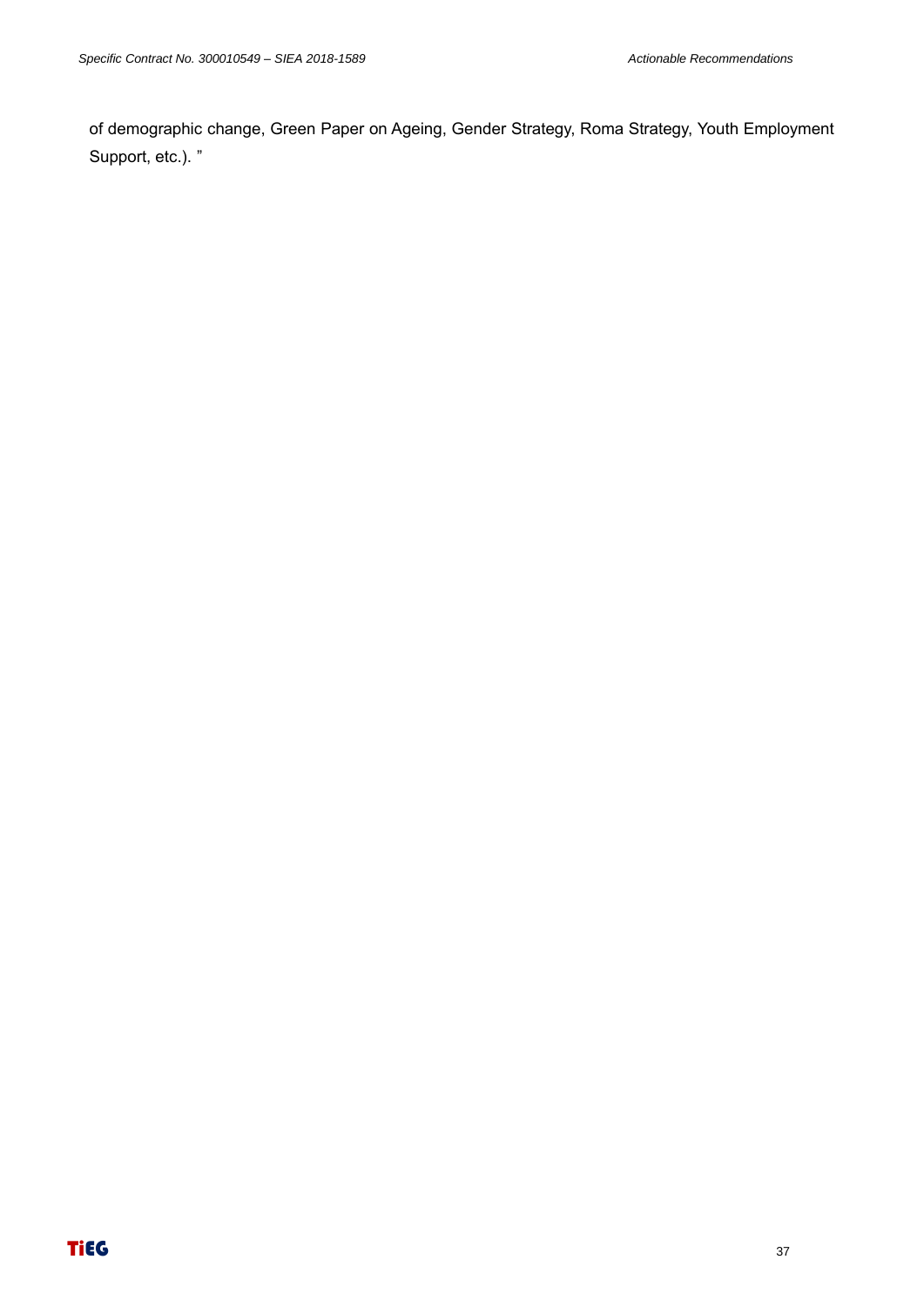of demographic change, Green Paper on Ageing, Gender Strategy, Roma Strategy, Youth Employment Support, etc.). "